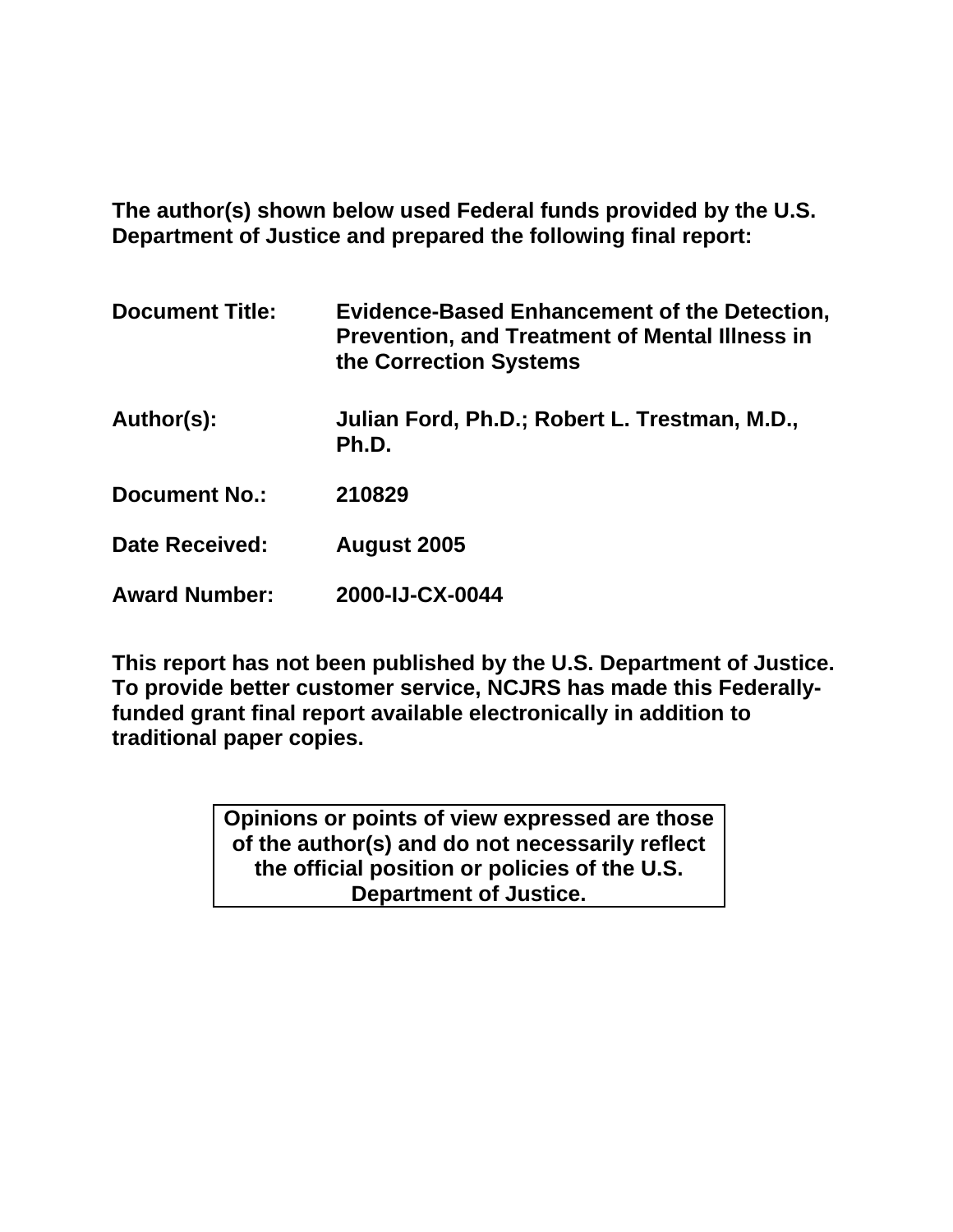**The author(s) shown below used Federal funds provided by the U.S. Department of Justice and prepared the following final report:**

**Document Title:** Evidence-Based Enhancement of the Detection, Prevention, and Treatment of Mental Illness in the Correction Systems

**Author(s):** Julian Ford, Ph.D.; Robert L. Trestman, M.D., Ph.D.

**Document No.:** 210829

**Date Received:** August 2005

**Award Number:** 2000-IJ-CX-0044

**This report has not been published by the U.S. Department of Justice. To provide better customer service, NCJRS has made this Federally-funded grant final report available electronically in addition to traditional paper copies.**

**Opinions or points of view expressed are those of the author(s) and do not necessarily reflect the official position or policies of the U.S. Department of Justice.**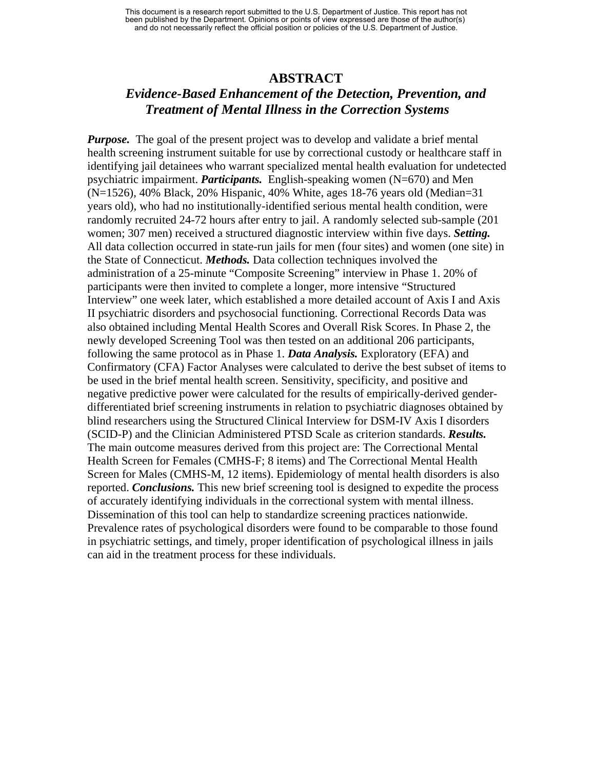# ABSTRACT

## *Evidence-Based Enhancement of the Detection, Prevention, and Treatment of Mental Illness in the Correction Systems*

***Purpose.*** The goal of the present project was to develop and validate a brief mental health screening instrument suitable for use by correctional custody or healthcare staff in identifying jail detainees who warrant specialized mental health evaluation for undetected psychiatric impairment. ***Participants.*** English-speaking women (N=670) and Men (N=1526), 40% Black, 20% Hispanic, 40% White, ages 18-76 years old (Median=31 years old), who had no institutionally-identified serious mental health condition, were randomly recruited 24-72 hours after entry to jail. A randomly selected sub-sample (201 women; 307 men) received a structured diagnostic interview within five days. ***Setting.*** All data collection occurred in state-run jails for men (four sites) and women (one site) in the State of Connecticut. ***Methods.*** Data collection techniques involved the administration of a 25-minute "Composite Screening" interview in Phase 1. 20% of participants were then invited to complete a longer, more intensive "Structured Interview" one week later, which established a more detailed account of Axis I and Axis II psychiatric disorders and psychosocial functioning. Correctional Records Data was also obtained including Mental Health Scores and Overall Risk Scores. In Phase 2, the newly developed Screening Tool was then tested on an additional 206 participants, following the same protocol as in Phase 1. ***Data Analysis.*** Exploratory (EFA) and Confirmatory (CFA) Factor Analyses were calculated to derive the best subset of items to be used in the brief mental health screen. Sensitivity, specificity, and positive and negative predictive power were calculated for the results of empirically-derived gender-differentiated brief screening instruments in relation to psychiatric diagnoses obtained by blind researchers using the Structured Clinical Interview for DSM-IV Axis I disorders (SCID-P) and the Clinician Administered PTSD Scale as criterion standards. ***Results.*** The main outcome measures derived from this project are: The Correctional Mental Health Screen for Females (CMHS-F; 8 items) and The Correctional Mental Health Screen for Males (CMHS-M, 12 items). Epidemiology of mental health disorders is also reported. ***Conclusions.*** This new brief screening tool is designed to expedite the process of accurately identifying individuals in the correctional system with mental illness. Dissemination of this tool can help to standardize screening practices nationwide. Prevalence rates of psychological disorders were found to be comparable to those found in psychiatric settings, and timely, proper identification of psychological illness in jails can aid in the treatment process for these individuals.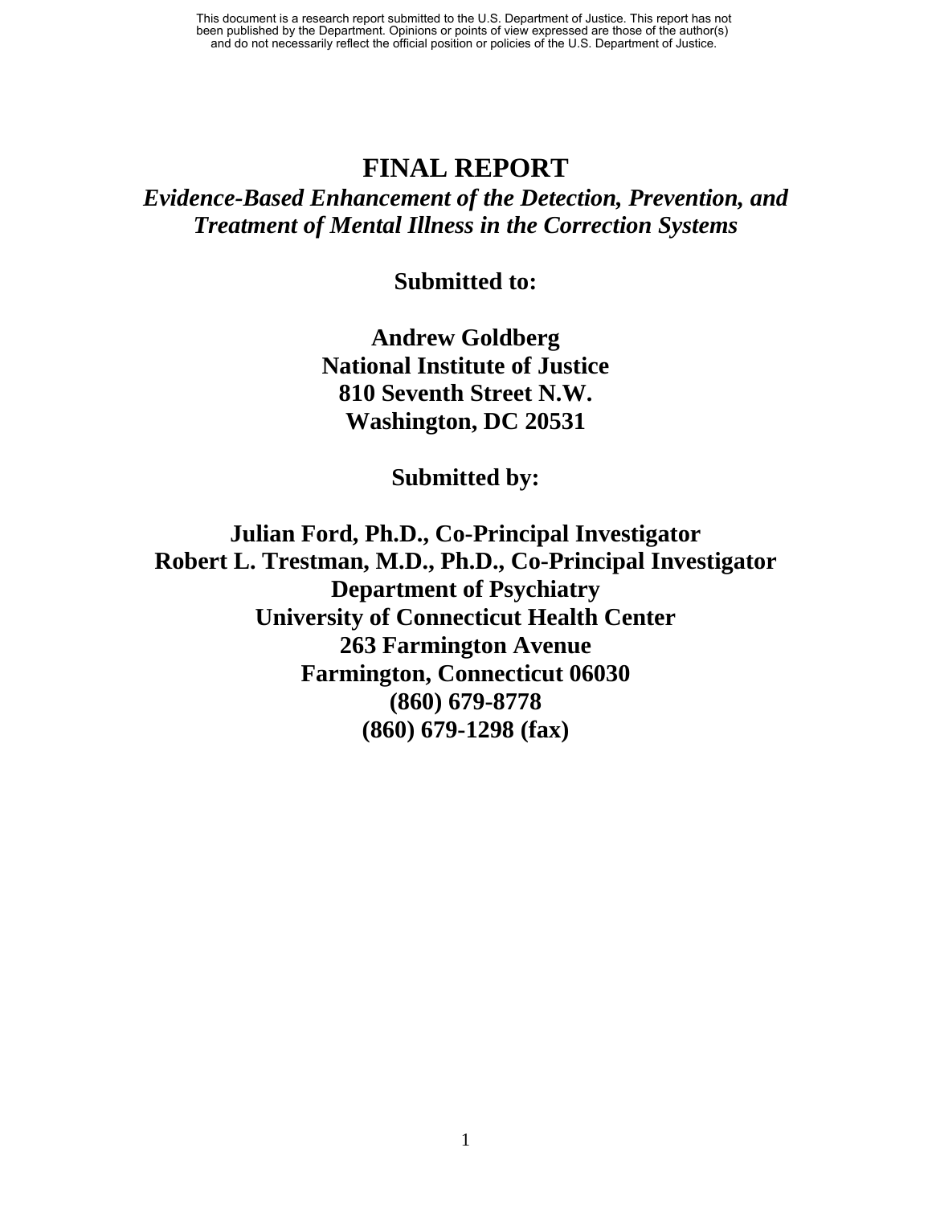# FINAL REPORT

## *Evidence-Based Enhancement of the Detection, Prevention, and Treatment of Mental Illness in the Correction Systems*

**Submitted to:**

**Andrew Goldberg**
**National Institute of Justice**
**810 Seventh Street N.W.**
**Washington, DC 20531**

**Submitted by:**

**Julian Ford, Ph.D., Co-Principal Investigator**
**Robert L. Trestman, M.D., Ph.D., Co-Principal Investigator**
**Department of Psychiatry**
**University of Connecticut Health Center**
**263 Farmington Avenue**
**Farmington, Connecticut 06030**
**(860) 679-8778**
**(860) 679-1298 (fax)**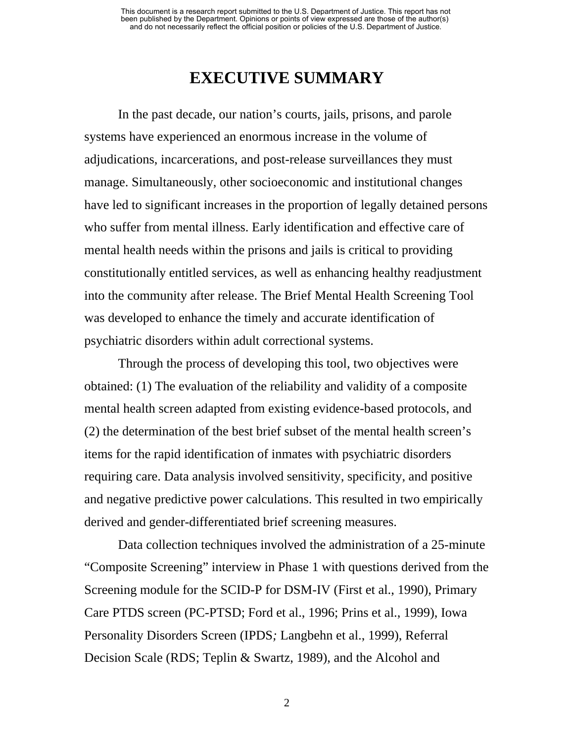# EXECUTIVE SUMMARY

In the past decade, our nation's courts, jails, prisons, and parole systems have experienced an enormous increase in the volume of adjudications, incarcerations, and post-release surveillances they must manage. Simultaneously, other socioeconomic and institutional changes have led to significant increases in the proportion of legally detained persons who suffer from mental illness. Early identification and effective care of mental health needs within the prisons and jails is critical to providing constitutionally entitled services, as well as enhancing healthy readjustment into the community after release. The Brief Mental Health Screening Tool was developed to enhance the timely and accurate identification of psychiatric disorders within adult correctional systems.

Through the process of developing this tool, two objectives were obtained: (1) The evaluation of the reliability and validity of a composite mental health screen adapted from existing evidence-based protocols, and (2) the determination of the best brief subset of the mental health screen's items for the rapid identification of inmates with psychiatric disorders requiring care. Data analysis involved sensitivity, specificity, and positive and negative predictive power calculations. This resulted in two empirically derived and gender-differentiated brief screening measures.

Data collection techniques involved the administration of a 25-minute "Composite Screening" interview in Phase 1 with questions derived from the Screening module for the SCID-P for DSM-IV (First et al., 1990), Primary Care PTDS screen (PC-PTSD; Ford et al., 1996; Prins et al., 1999), Iowa Personality Disorders Screen (IPDS*;* Langbehn et al., 1999), Referral Decision Scale (RDS; Teplin & Swartz, 1989), and the Alcohol and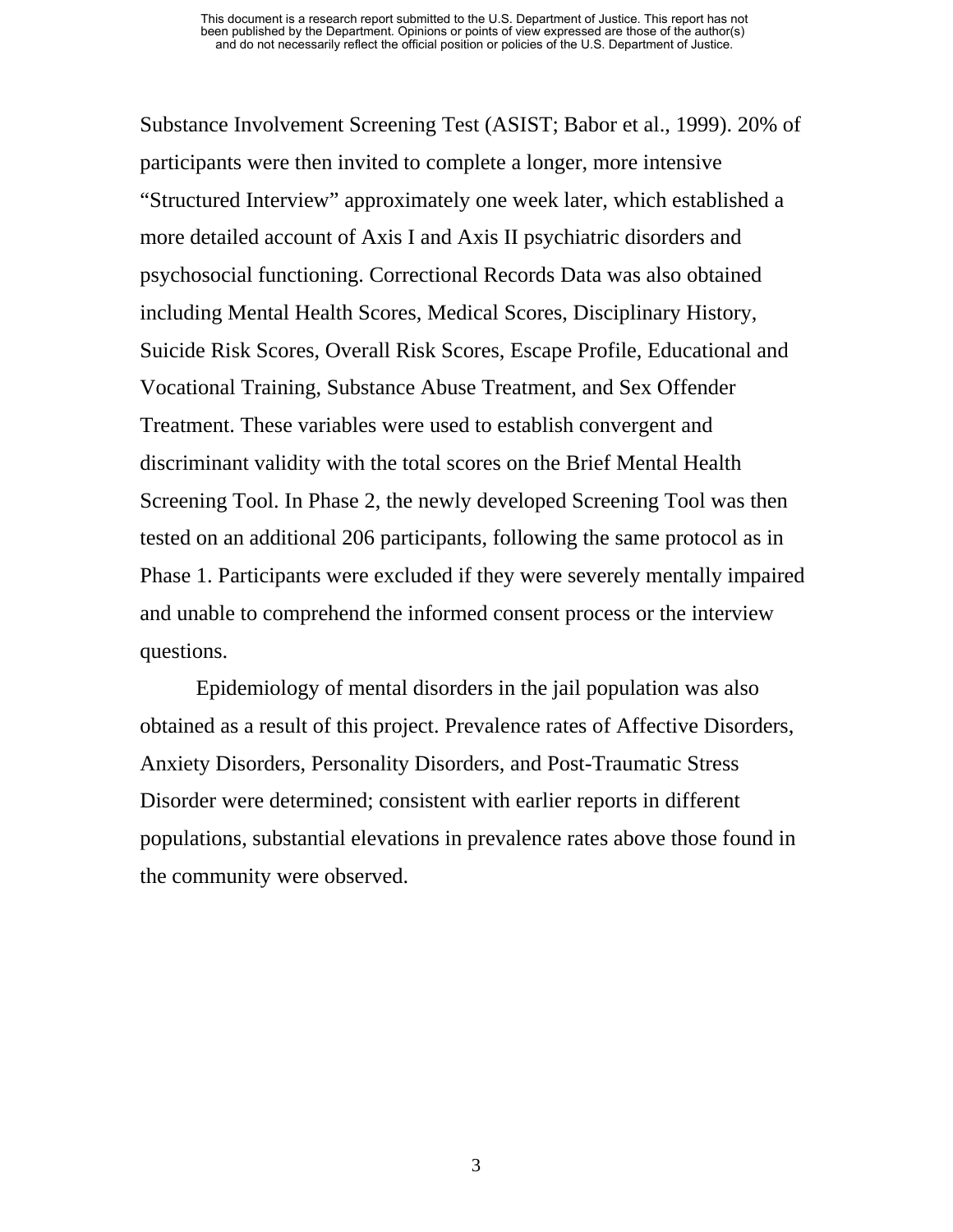Substance Involvement Screening Test (ASIST; Babor et al., 1999). 20% of participants were then invited to complete a longer, more intensive "Structured Interview" approximately one week later, which established a more detailed account of Axis I and Axis II psychiatric disorders and psychosocial functioning. Correctional Records Data was also obtained including Mental Health Scores, Medical Scores, Disciplinary History, Suicide Risk Scores, Overall Risk Scores, Escape Profile, Educational and Vocational Training, Substance Abuse Treatment, and Sex Offender Treatment. These variables were used to establish convergent and discriminant validity with the total scores on the Brief Mental Health Screening Tool. In Phase 2, the newly developed Screening Tool was then tested on an additional 206 participants, following the same protocol as in Phase 1. Participants were excluded if they were severely mentally impaired and unable to comprehend the informed consent process or the interview questions.

Epidemiology of mental disorders in the jail population was also obtained as a result of this project. Prevalence rates of Affective Disorders, Anxiety Disorders, Personality Disorders, and Post-Traumatic Stress Disorder were determined; consistent with earlier reports in different populations, substantial elevations in prevalence rates above those found in the community were observed.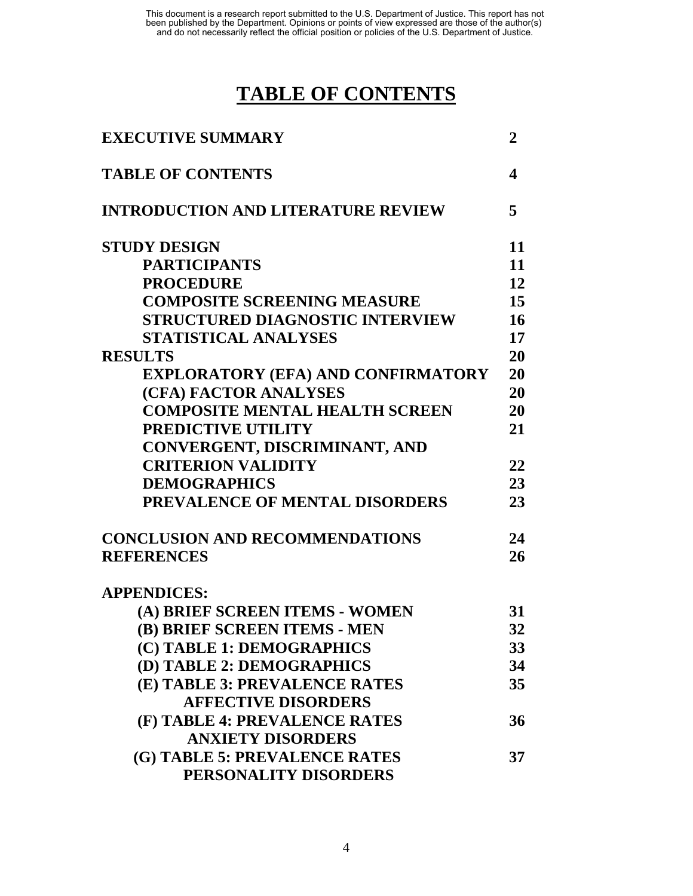# TABLE OF CONTENTS

| | |
|---|---|
| **EXECUTIVE SUMMARY** | **2** |
| **TABLE OF CONTENTS** | **4** |
| **INTRODUCTION AND LITERATURE REVIEW** | **5** |
| **STUDY DESIGN** | **11** |
| **PARTICIPANTS** | **11** |
| **PROCEDURE** | **12** |
| **COMPOSITE SCREENING MEASURE** | **15** |
| **STRUCTURED DIAGNOSTIC INTERVIEW** | **16** |
| **STATISTICAL ANALYSES** | **17** |
| **RESULTS** | **20** |
| **EXPLORATORY (EFA) AND CONFIRMATORY** | **20** |
| **(CFA) FACTOR ANALYSES** | **20** |
| **COMPOSITE MENTAL HEALTH SCREEN** | **20** |
| **PREDICTIVE UTILITY** | **21** |
| **CONVERGENT, DISCRIMINANT, AND CRITERION VALIDITY** | **22** |
| **DEMOGRAPHICS** | **23** |
| **PREVALENCE OF MENTAL DISORDERS** | **23** |
| **CONCLUSION AND RECOMMENDATIONS** | **24** |
| **REFERENCES** | **26** |
| **APPENDICES:** | |
| **(A) BRIEF SCREEN ITEMS - WOMEN** | **31** |
| **(B) BRIEF SCREEN ITEMS - MEN** | **32** |
| **(C) TABLE 1: DEMOGRAPHICS** | **33** |
| **(D) TABLE 2: DEMOGRAPHICS** | **34** |
| **(E) TABLE 3: PREVALENCE RATES AFFECTIVE DISORDERS** | **35** |
| **(F) TABLE 4: PREVALENCE RATES ANXIETY DISORDERS** | **36** |
| **(G) TABLE 5: PREVALENCE RATES PERSONALITY DISORDERS** | **37** |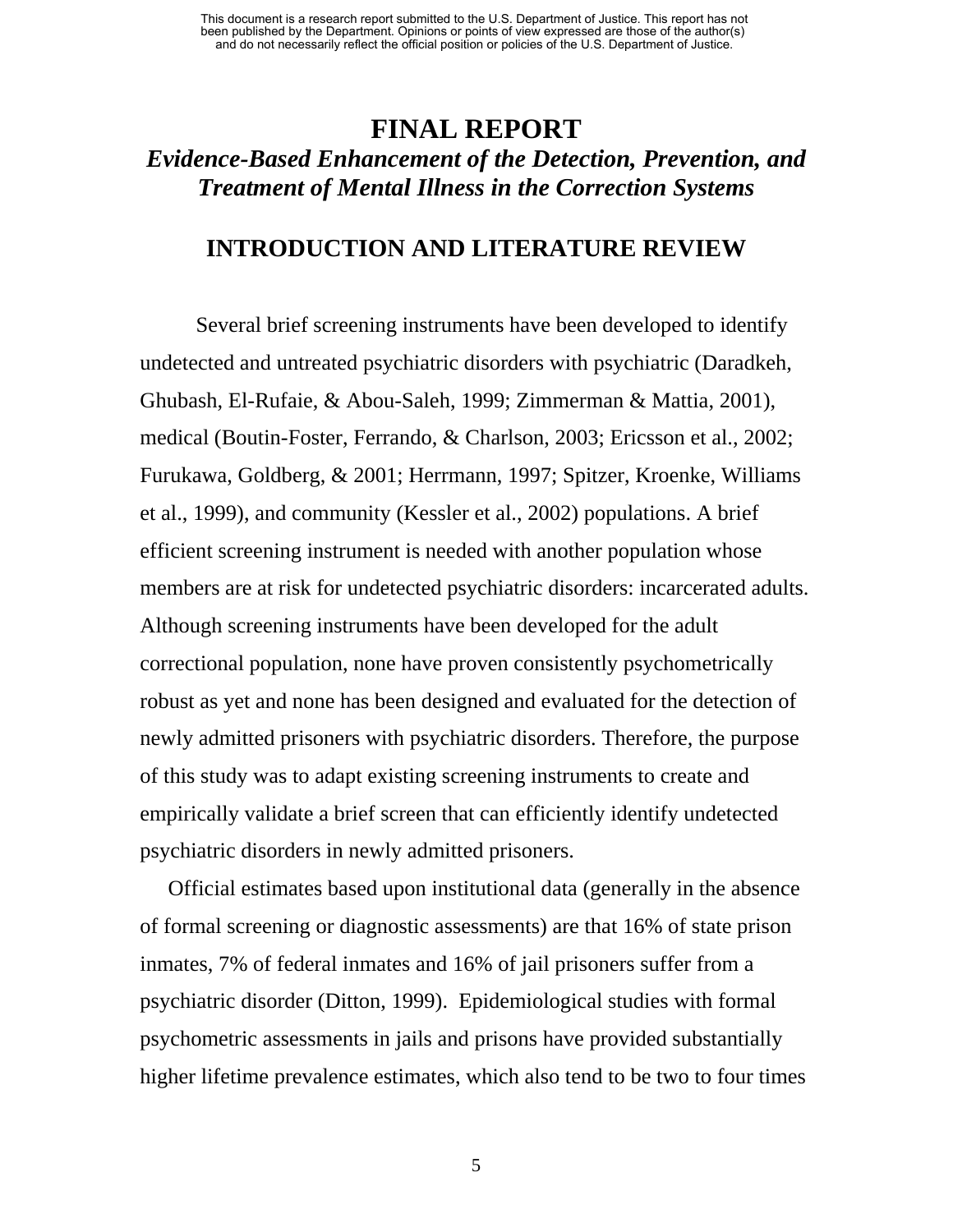# FINAL REPORT

## *Evidence-Based Enhancement of the Detection, Prevention, and Treatment of Mental Illness in the Correction Systems*

## INTRODUCTION AND LITERATURE REVIEW

Several brief screening instruments have been developed to identify undetected and untreated psychiatric disorders with psychiatric (Daradkeh, Ghubash, El-Rufaie, & Abou-Saleh, 1999; Zimmerman & Mattia, 2001), medical (Boutin-Foster, Ferrando, & Charlson, 2003; Ericsson et al., 2002; Furukawa, Goldberg, & 2001; Herrmann, 1997; Spitzer, Kroenke, Williams et al., 1999), and community (Kessler et al., 2002) populations. A brief efficient screening instrument is needed with another population whose members are at risk for undetected psychiatric disorders: incarcerated adults. Although screening instruments have been developed for the adult correctional population, none have proven consistently psychometrically robust as yet and none has been designed and evaluated for the detection of newly admitted prisoners with psychiatric disorders. Therefore, the purpose of this study was to adapt existing screening instruments to create and empirically validate a brief screen that can efficiently identify undetected psychiatric disorders in newly admitted prisoners.

Official estimates based upon institutional data (generally in the absence of formal screening or diagnostic assessments) are that 16% of state prison inmates, 7% of federal inmates and 16% of jail prisoners suffer from a psychiatric disorder (Ditton, 1999). Epidemiological studies with formal psychometric assessments in jails and prisons have provided substantially higher lifetime prevalence estimates, which also tend to be two to four times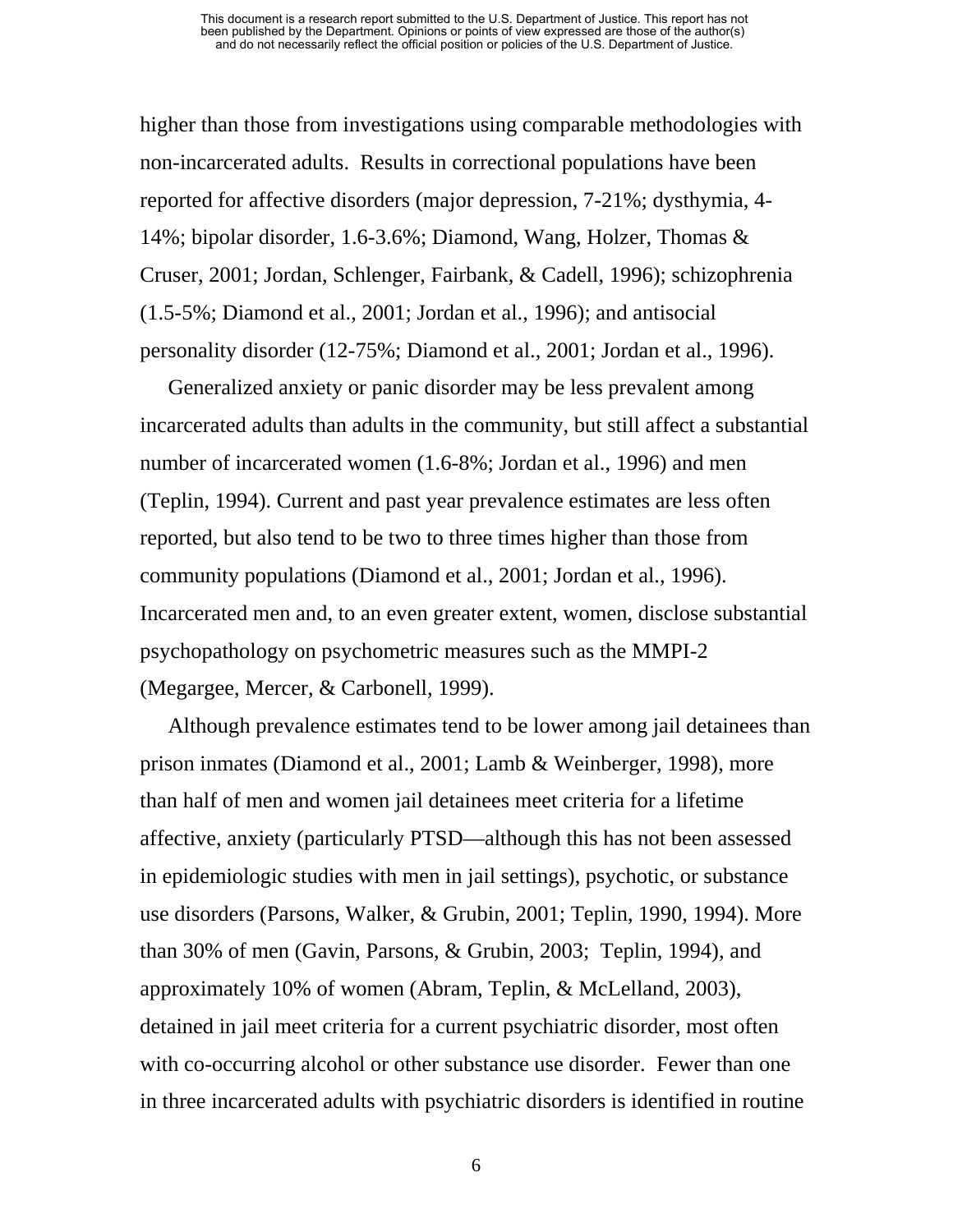higher than those from investigations using comparable methodologies with non-incarcerated adults. Results in correctional populations have been reported for affective disorders (major depression, 7-21%; dysthymia, 4-14%; bipolar disorder, 1.6-3.6%; Diamond, Wang, Holzer, Thomas & Cruser, 2001; Jordan, Schlenger, Fairbank, & Cadell, 1996); schizophrenia (1.5-5%; Diamond et al., 2001; Jordan et al., 1996); and antisocial personality disorder (12-75%; Diamond et al., 2001; Jordan et al., 1996).

Generalized anxiety or panic disorder may be less prevalent among incarcerated adults than adults in the community, but still affect a substantial number of incarcerated women (1.6-8%; Jordan et al., 1996) and men (Teplin, 1994). Current and past year prevalence estimates are less often reported, but also tend to be two to three times higher than those from community populations (Diamond et al., 2001; Jordan et al., 1996). Incarcerated men and, to an even greater extent, women, disclose substantial psychopathology on psychometric measures such as the MMPI-2 (Megargee, Mercer, & Carbonell, 1999).

Although prevalence estimates tend to be lower among jail detainees than prison inmates (Diamond et al., 2001; Lamb & Weinberger, 1998), more than half of men and women jail detainees meet criteria for a lifetime affective, anxiety (particularly PTSD—although this has not been assessed in epidemiologic studies with men in jail settings), psychotic, or substance use disorders (Parsons, Walker, & Grubin, 2001; Teplin, 1990, 1994). More than 30% of men (Gavin, Parsons, & Grubin, 2003; Teplin, 1994), and approximately 10% of women (Abram, Teplin, & McLelland, 2003), detained in jail meet criteria for a current psychiatric disorder, most often with co-occurring alcohol or other substance use disorder. Fewer than one in three incarcerated adults with psychiatric disorders is identified in routine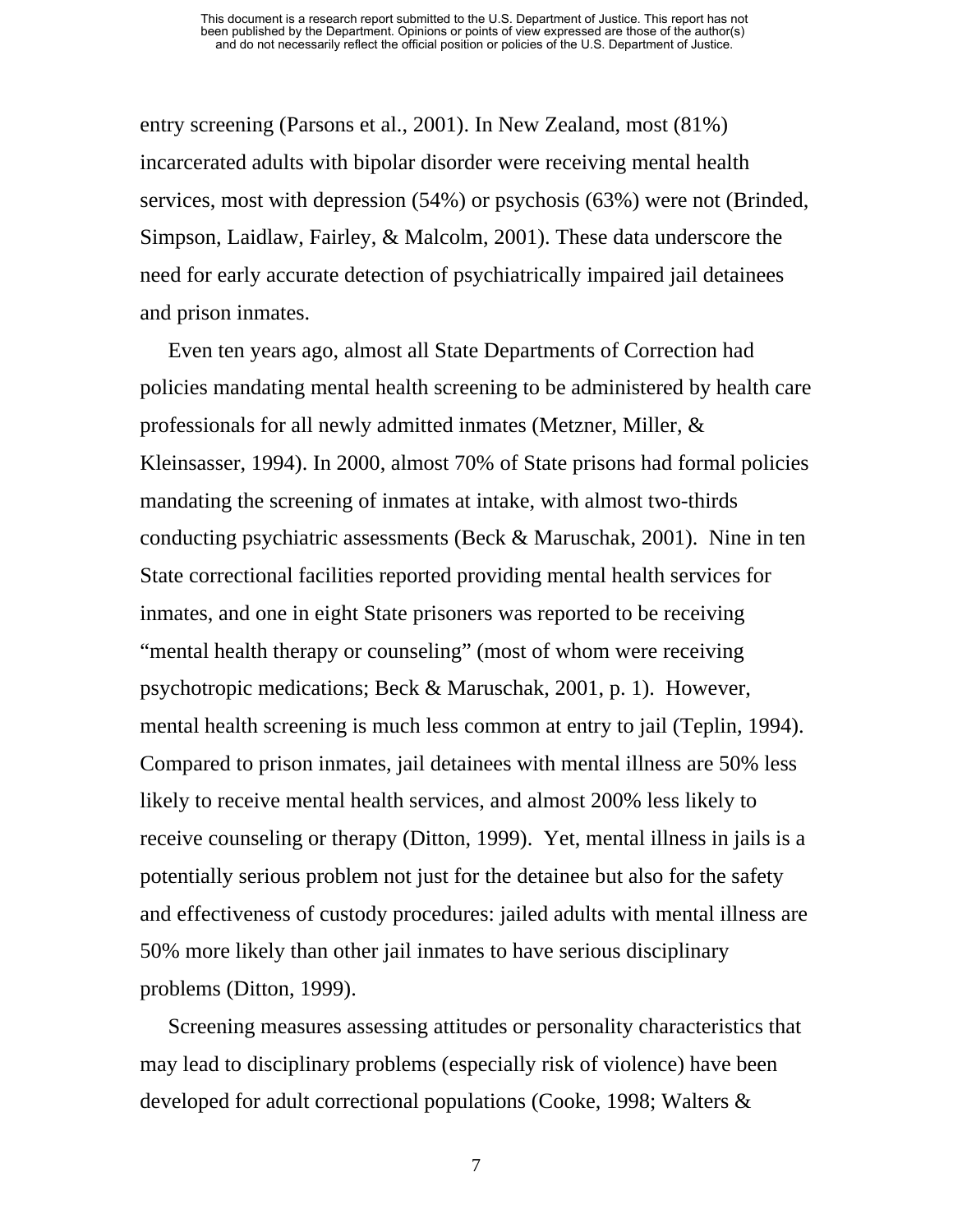entry screening (Parsons et al., 2001). In New Zealand, most (81%) incarcerated adults with bipolar disorder were receiving mental health services, most with depression (54%) or psychosis (63%) were not (Brinded, Simpson, Laidlaw, Fairley, & Malcolm, 2001). These data underscore the need for early accurate detection of psychiatrically impaired jail detainees and prison inmates.

Even ten years ago, almost all State Departments of Correction had policies mandating mental health screening to be administered by health care professionals for all newly admitted inmates (Metzner, Miller, & Kleinsasser, 1994). In 2000, almost 70% of State prisons had formal policies mandating the screening of inmates at intake, with almost two-thirds conducting psychiatric assessments (Beck & Maruschak, 2001). Nine in ten State correctional facilities reported providing mental health services for inmates, and one in eight State prisoners was reported to be receiving "mental health therapy or counseling" (most of whom were receiving psychotropic medications; Beck & Maruschak, 2001, p. 1). However, mental health screening is much less common at entry to jail (Teplin, 1994). Compared to prison inmates, jail detainees with mental illness are 50% less likely to receive mental health services, and almost 200% less likely to receive counseling or therapy (Ditton, 1999). Yet, mental illness in jails is a potentially serious problem not just for the detainee but also for the safety and effectiveness of custody procedures: jailed adults with mental illness are 50% more likely than other jail inmates to have serious disciplinary problems (Ditton, 1999).

Screening measures assessing attitudes or personality characteristics that may lead to disciplinary problems (especially risk of violence) have been developed for adult correctional populations (Cooke, 1998; Walters &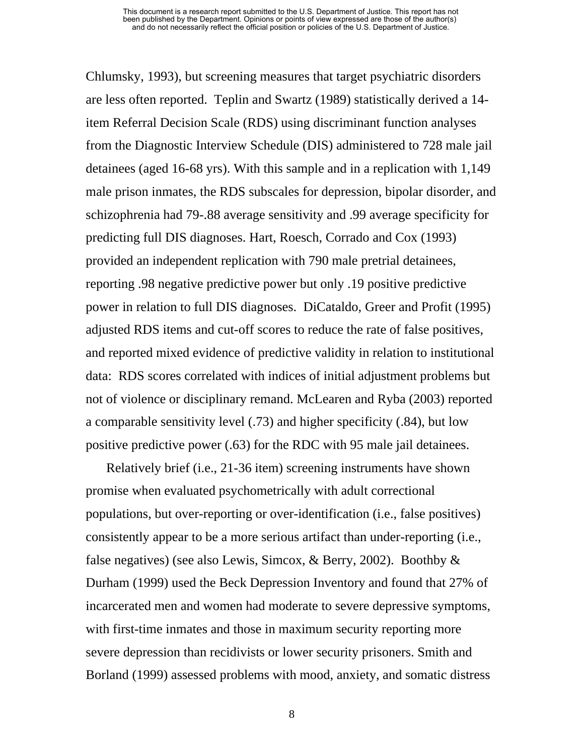Chlumsky, 1993), but screening measures that target psychiatric disorders are less often reported. Teplin and Swartz (1989) statistically derived a 14-item Referral Decision Scale (RDS) using discriminant function analyses from the Diagnostic Interview Schedule (DIS) administered to 728 male jail detainees (aged 16-68 yrs). With this sample and in a replication with 1,149 male prison inmates, the RDS subscales for depression, bipolar disorder, and schizophrenia had 79-.88 average sensitivity and .99 average specificity for predicting full DIS diagnoses. Hart, Roesch, Corrado and Cox (1993) provided an independent replication with 790 male pretrial detainees, reporting .98 negative predictive power but only .19 positive predictive power in relation to full DIS diagnoses. DiCataldo, Greer and Profit (1995) adjusted RDS items and cut-off scores to reduce the rate of false positives, and reported mixed evidence of predictive validity in relation to institutional data: RDS scores correlated with indices of initial adjustment problems but not of violence or disciplinary remand. McLearen and Ryba (2003) reported a comparable sensitivity level (.73) and higher specificity (.84), but low positive predictive power (.63) for the RDC with 95 male jail detainees.

Relatively brief (i.e., 21-36 item) screening instruments have shown promise when evaluated psychometrically with adult correctional populations, but over-reporting or over-identification (i.e., false positives) consistently appear to be a more serious artifact than under-reporting (i.e., false negatives) (see also Lewis, Simcox, & Berry, 2002). Boothby & Durham (1999) used the Beck Depression Inventory and found that 27% of incarcerated men and women had moderate to severe depressive symptoms, with first-time inmates and those in maximum security reporting more severe depression than recidivists or lower security prisoners. Smith and Borland (1999) assessed problems with mood, anxiety, and somatic distress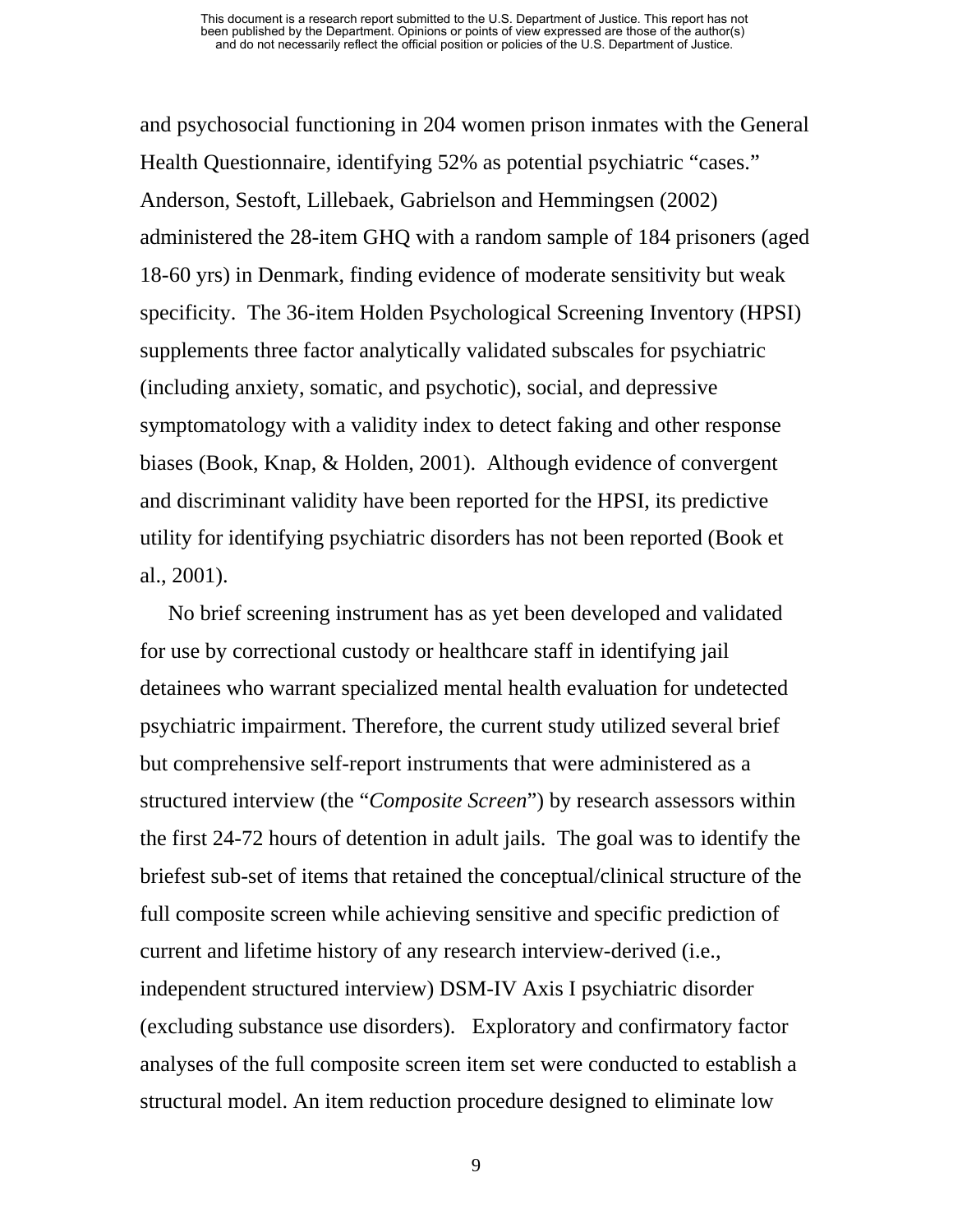and psychosocial functioning in 204 women prison inmates with the General Health Questionnaire, identifying 52% as potential psychiatric "cases." Anderson, Sestoft, Lillebaek, Gabrielson and Hemmingsen (2002) administered the 28-item GHQ with a random sample of 184 prisoners (aged 18-60 yrs) in Denmark, finding evidence of moderate sensitivity but weak specificity. The 36-item Holden Psychological Screening Inventory (HPSI) supplements three factor analytically validated subscales for psychiatric (including anxiety, somatic, and psychotic), social, and depressive symptomatology with a validity index to detect faking and other response biases (Book, Knap, & Holden, 2001). Although evidence of convergent and discriminant validity have been reported for the HPSI, its predictive utility for identifying psychiatric disorders has not been reported (Book et al., 2001).

No brief screening instrument has as yet been developed and validated for use by correctional custody or healthcare staff in identifying jail detainees who warrant specialized mental health evaluation for undetected psychiatric impairment. Therefore, the current study utilized several brief but comprehensive self-report instruments that were administered as a structured interview (the "*Composite Screen*") by research assessors within the first 24-72 hours of detention in adult jails. The goal was to identify the briefest sub-set of items that retained the conceptual/clinical structure of the full composite screen while achieving sensitive and specific prediction of current and lifetime history of any research interview-derived (i.e., independent structured interview) DSM-IV Axis I psychiatric disorder (excluding substance use disorders). Exploratory and confirmatory factor analyses of the full composite screen item set were conducted to establish a structural model. An item reduction procedure designed to eliminate low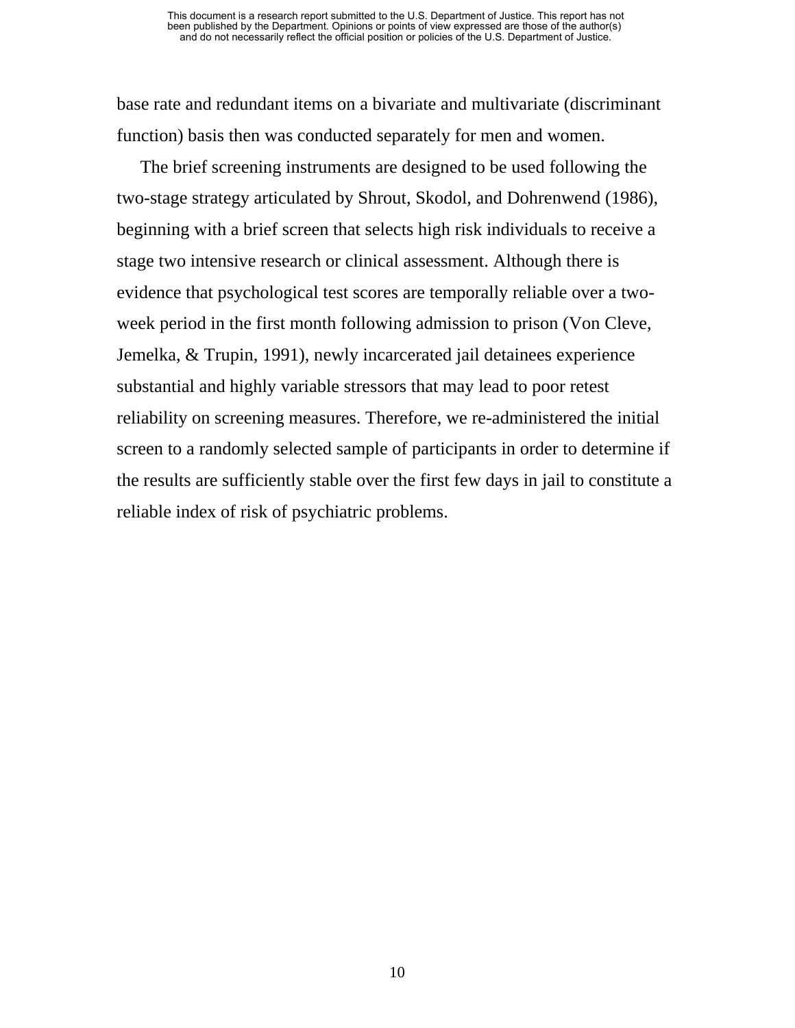base rate and redundant items on a bivariate and multivariate (discriminant function) basis then was conducted separately for men and women.

The brief screening instruments are designed to be used following the two-stage strategy articulated by Shrout, Skodol, and Dohrenwend (1986), beginning with a brief screen that selects high risk individuals to receive a stage two intensive research or clinical assessment. Although there is evidence that psychological test scores are temporally reliable over a two-week period in the first month following admission to prison (Von Cleve, Jemelka, & Trupin, 1991), newly incarcerated jail detainees experience substantial and highly variable stressors that may lead to poor retest reliability on screening measures. Therefore, we re-administered the initial screen to a randomly selected sample of participants in order to determine if the results are sufficiently stable over the first few days in jail to constitute a reliable index of risk of psychiatric problems.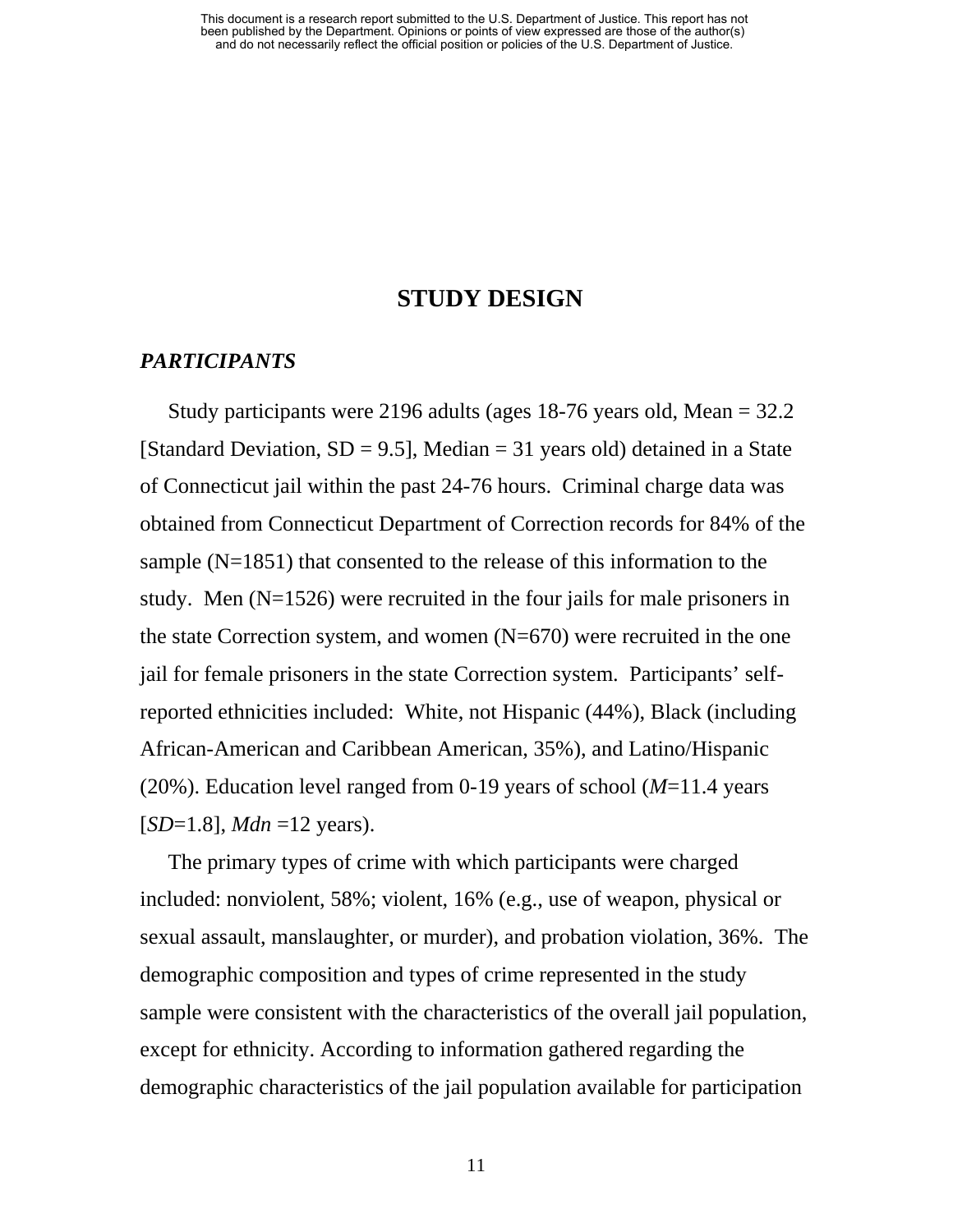# STUDY DESIGN

## *PARTICIPANTS*

Study participants were 2196 adults (ages 18-76 years old, Mean = 32.2 [Standard Deviation, SD = 9.5], Median = 31 years old) detained in a State of Connecticut jail within the past 24-76 hours. Criminal charge data was obtained from Connecticut Department of Correction records for 84% of the sample (N=1851) that consented to the release of this information to the study. Men (N=1526) were recruited in the four jails for male prisoners in the state Correction system, and women (N=670) were recruited in the one jail for female prisoners in the state Correction system. Participants' self-reported ethnicities included: White, not Hispanic (44%), Black (including African-American and Caribbean American, 35%), and Latino/Hispanic (20%). Education level ranged from 0-19 years of school (*M*=11.4 years [*SD*=1.8], *Mdn* =12 years).

The primary types of crime with which participants were charged included: nonviolent, 58%; violent, 16% (e.g., use of weapon, physical or sexual assault, manslaughter, or murder), and probation violation, 36%. The demographic composition and types of crime represented in the study sample were consistent with the characteristics of the overall jail population, except for ethnicity. According to information gathered regarding the demographic characteristics of the jail population available for participation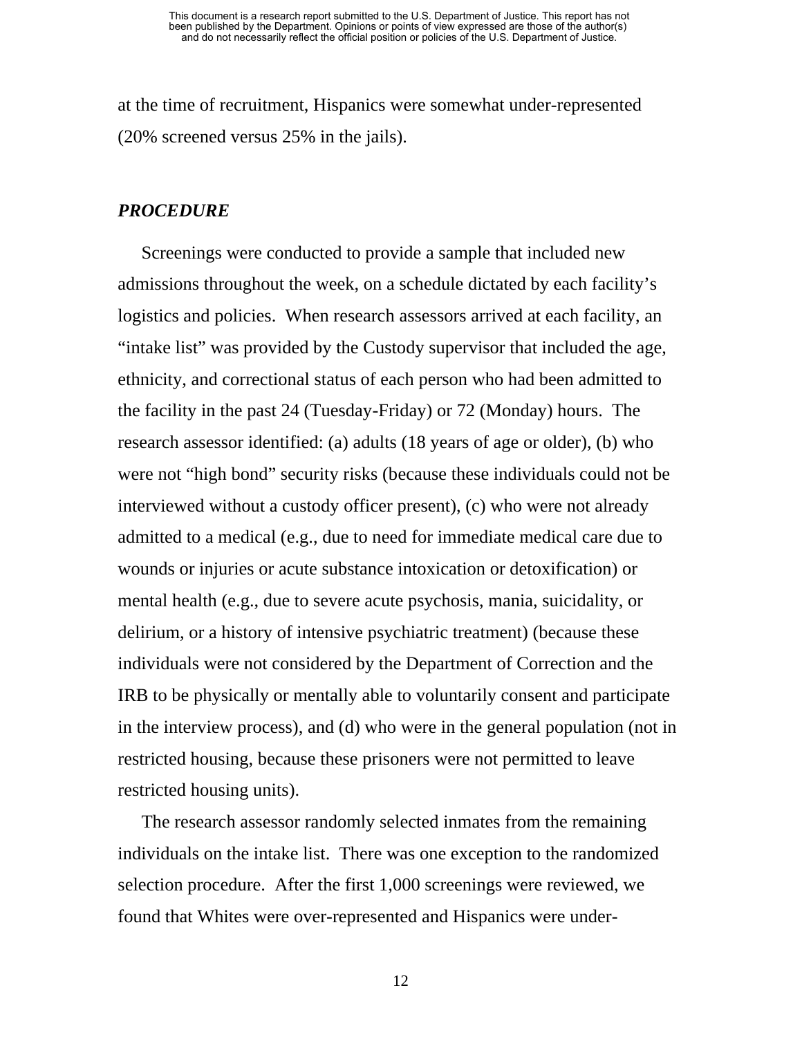at the time of recruitment, Hispanics were somewhat under-represented (20% screened versus 25% in the jails).

***PROCEDURE***

Screenings were conducted to provide a sample that included new admissions throughout the week, on a schedule dictated by each facility's logistics and policies. When research assessors arrived at each facility, an "intake list" was provided by the Custody supervisor that included the age, ethnicity, and correctional status of each person who had been admitted to the facility in the past 24 (Tuesday-Friday) or 72 (Monday) hours. The research assessor identified: (a) adults (18 years of age or older), (b) who were not "high bond" security risks (because these individuals could not be interviewed without a custody officer present), (c) who were not already admitted to a medical (e.g., due to need for immediate medical care due to wounds or injuries or acute substance intoxication or detoxification) or mental health (e.g., due to severe acute psychosis, mania, suicidality, or delirium, or a history of intensive psychiatric treatment) (because these individuals were not considered by the Department of Correction and the IRB to be physically or mentally able to voluntarily consent and participate in the interview process), and (d) who were in the general population (not in restricted housing, because these prisoners were not permitted to leave restricted housing units).

The research assessor randomly selected inmates from the remaining individuals on the intake list. There was one exception to the randomized selection procedure. After the first 1,000 screenings were reviewed, we found that Whites were over-represented and Hispanics were under-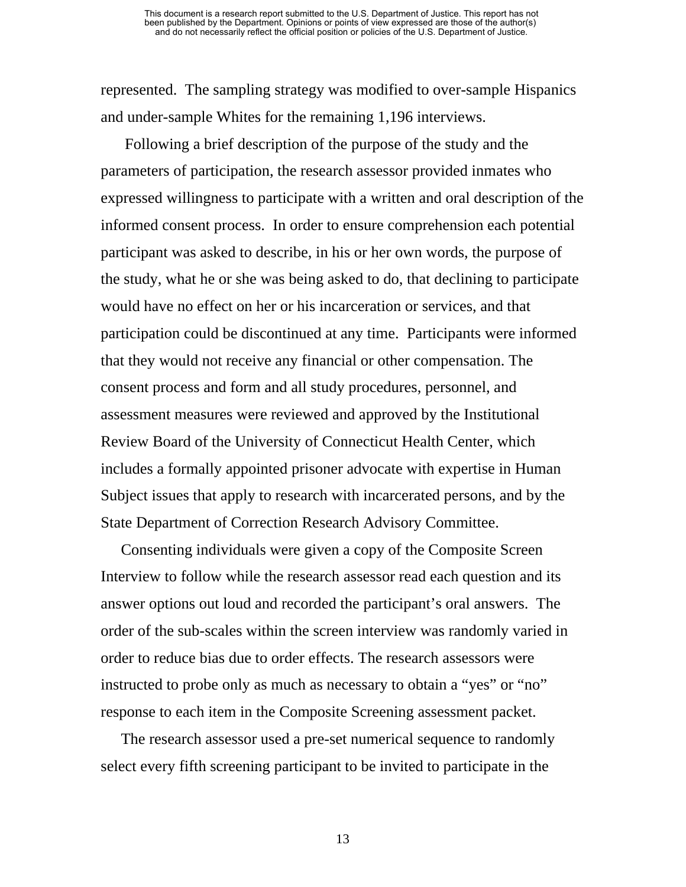represented. The sampling strategy was modified to over-sample Hispanics and under-sample Whites for the remaining 1,196 interviews.

Following a brief description of the purpose of the study and the parameters of participation, the research assessor provided inmates who expressed willingness to participate with a written and oral description of the informed consent process. In order to ensure comprehension each potential participant was asked to describe, in his or her own words, the purpose of the study, what he or she was being asked to do, that declining to participate would have no effect on her or his incarceration or services, and that participation could be discontinued at any time. Participants were informed that they would not receive any financial or other compensation. The consent process and form and all study procedures, personnel, and assessment measures were reviewed and approved by the Institutional Review Board of the University of Connecticut Health Center, which includes a formally appointed prisoner advocate with expertise in Human Subject issues that apply to research with incarcerated persons, and by the State Department of Correction Research Advisory Committee.

Consenting individuals were given a copy of the Composite Screen Interview to follow while the research assessor read each question and its answer options out loud and recorded the participant's oral answers. The order of the sub-scales within the screen interview was randomly varied in order to reduce bias due to order effects. The research assessors were instructed to probe only as much as necessary to obtain a "yes" or "no" response to each item in the Composite Screening assessment packet.

The research assessor used a pre-set numerical sequence to randomly select every fifth screening participant to be invited to participate in the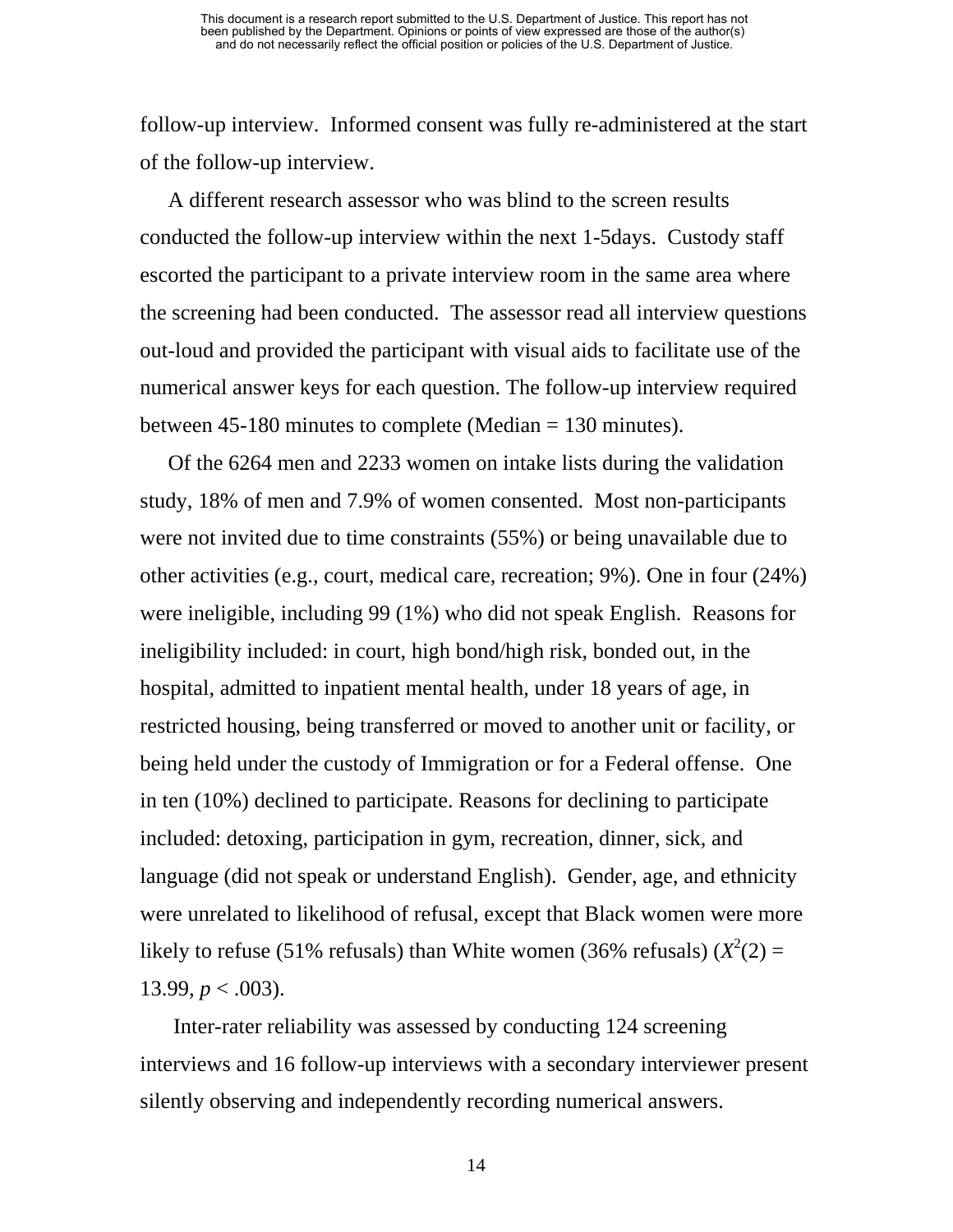follow-up interview. Informed consent was fully re-administered at the start of the follow-up interview.

A different research assessor who was blind to the screen results conducted the follow-up interview within the next 1-5days. Custody staff escorted the participant to a private interview room in the same area where the screening had been conducted. The assessor read all interview questions out-loud and provided the participant with visual aids to facilitate use of the numerical answer keys for each question. The follow-up interview required between 45-180 minutes to complete (Median = 130 minutes).

Of the 6264 men and 2233 women on intake lists during the validation study, 18% of men and 7.9% of women consented. Most non-participants were not invited due to time constraints (55%) or being unavailable due to other activities (e.g., court, medical care, recreation; 9%). One in four (24%) were ineligible, including 99 (1%) who did not speak English. Reasons for ineligibility included: in court, high bond/high risk, bonded out, in the hospital, admitted to inpatient mental health, under 18 years of age, in restricted housing, being transferred or moved to another unit or facility, or being held under the custody of Immigration or for a Federal offense. One in ten (10%) declined to participate. Reasons for declining to participate included: detoxing, participation in gym, recreation, dinner, sick, and language (did not speak or understand English). Gender, age, and ethnicity were unrelated to likelihood of refusal, except that Black women were more likely to refuse (51% refusals) than White women (36% refusals) ($X^2(2) = 13.99$, $p < .003$).

Inter-rater reliability was assessed by conducting 124 screening interviews and 16 follow-up interviews with a secondary interviewer present silently observing and independently recording numerical answers.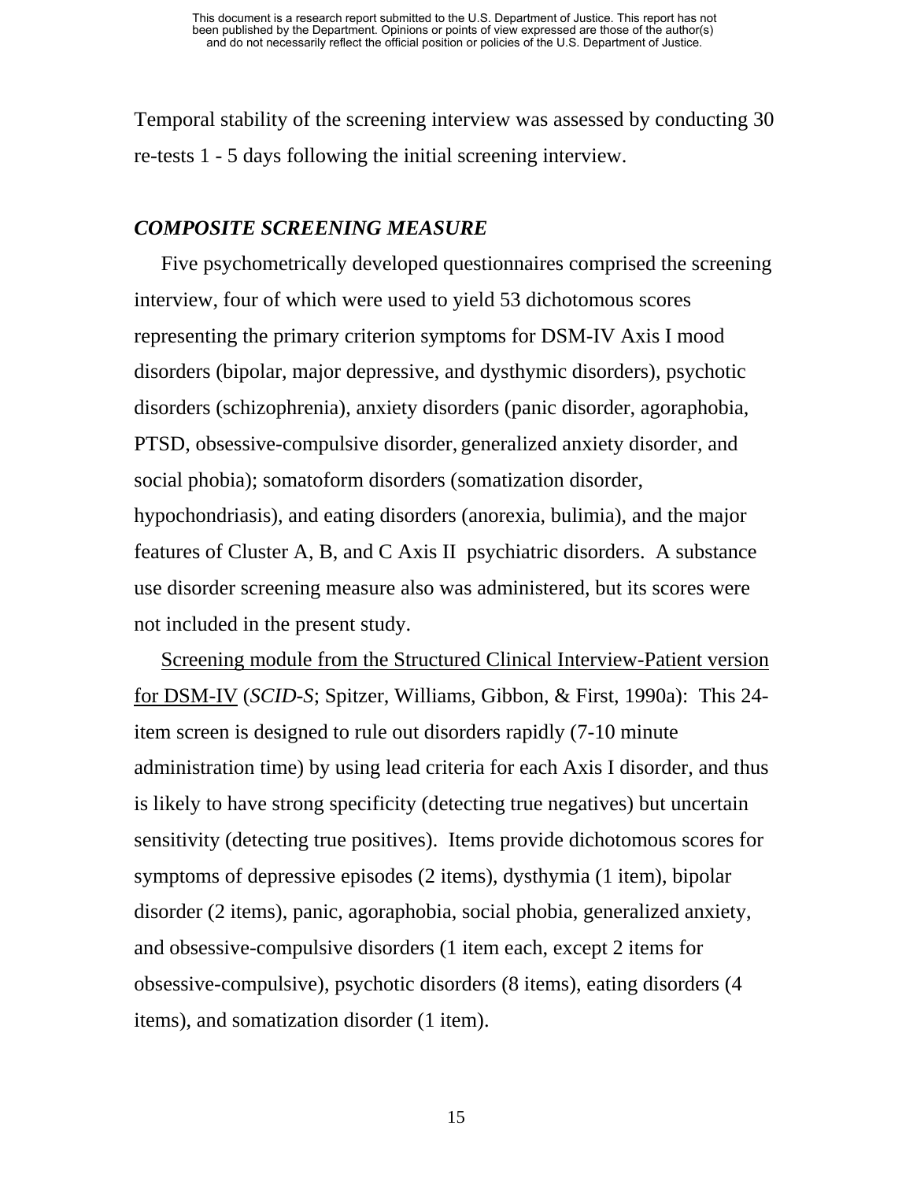Temporal stability of the screening interview was assessed by conducting 30 re-tests 1 - 5 days following the initial screening interview.

### ***COMPOSITE SCREENING MEASURE***

Five psychometrically developed questionnaires comprised the screening interview, four of which were used to yield 53 dichotomous scores representing the primary criterion symptoms for DSM-IV Axis I mood disorders (bipolar, major depressive, and dysthymic disorders), psychotic disorders (schizophrenia), anxiety disorders (panic disorder, agoraphobia, PTSD, obsessive-compulsive disorder, generalized anxiety disorder, and social phobia); somatoform disorders (somatization disorder, hypochondriasis), and eating disorders (anorexia, bulimia), and the major features of Cluster A, B, and C Axis II psychiatric disorders. A substance use disorder screening measure also was administered, but its scores were not included in the present study.

<u>Screening module from the Structured Clinical Interview-Patient version for DSM-IV</u> (*SCID-S*; Spitzer, Williams, Gibbon, & First, 1990a): This 24-item screen is designed to rule out disorders rapidly (7-10 minute administration time) by using lead criteria for each Axis I disorder, and thus is likely to have strong specificity (detecting true negatives) but uncertain sensitivity (detecting true positives). Items provide dichotomous scores for symptoms of depressive episodes (2 items), dysthymia (1 item), bipolar disorder (2 items), panic, agoraphobia, social phobia, generalized anxiety, and obsessive-compulsive disorders (1 item each, except 2 items for obsessive-compulsive), psychotic disorders (8 items), eating disorders (4 items), and somatization disorder (1 item).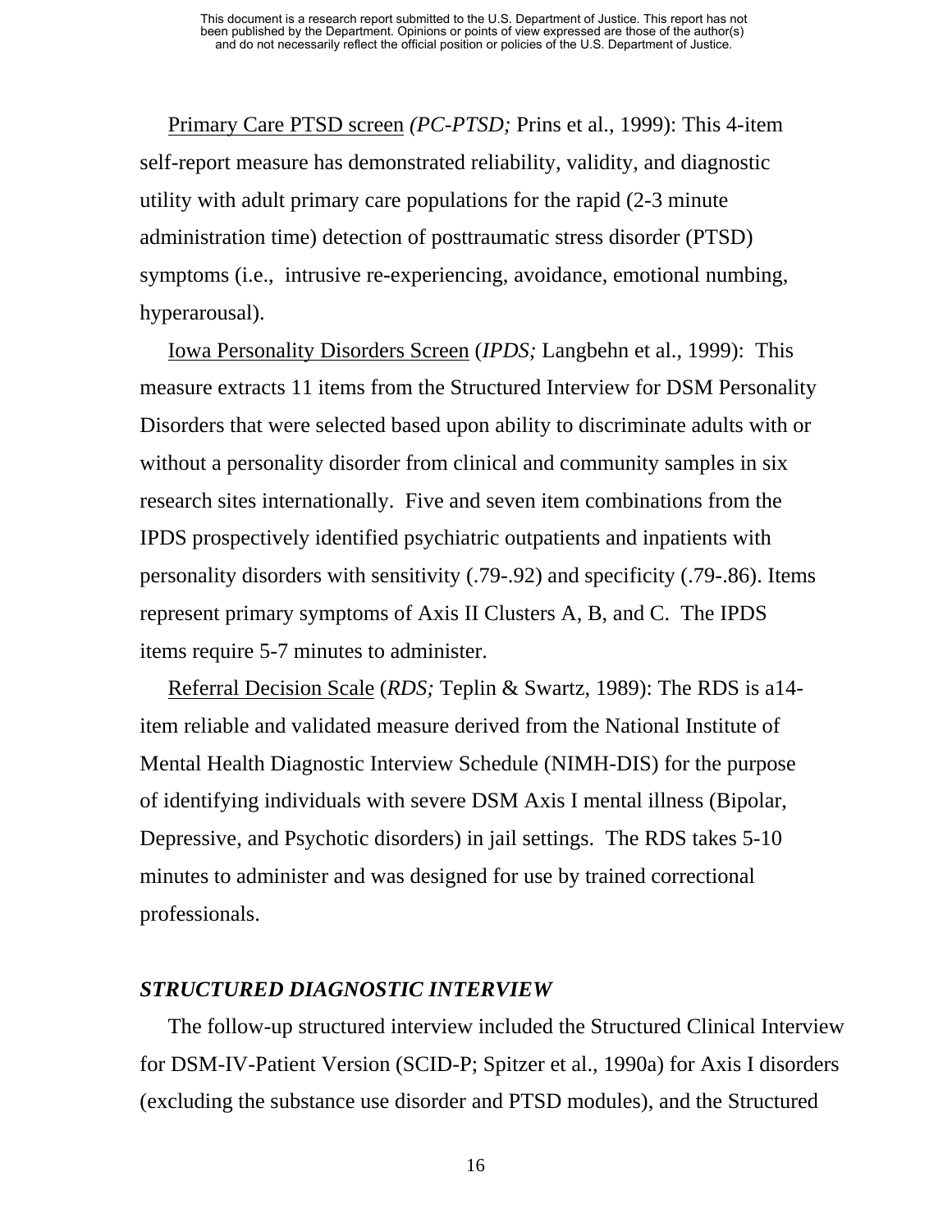Primary Care PTSD screen *(PC-PTSD;* Prins et al., 1999): This 4-item self-report measure has demonstrated reliability, validity, and diagnostic utility with adult primary care populations for the rapid (2-3 minute administration time) detection of posttraumatic stress disorder (PTSD) symptoms (i.e., intrusive re-experiencing, avoidance, emotional numbing, hyperarousal).

Iowa Personality Disorders Screen (*IPDS;* Langbehn et al., 1999): This measure extracts 11 items from the Structured Interview for DSM Personality Disorders that were selected based upon ability to discriminate adults with or without a personality disorder from clinical and community samples in six research sites internationally. Five and seven item combinations from the IPDS prospectively identified psychiatric outpatients and inpatients with personality disorders with sensitivity (.79-.92) and specificity (.79-.86). Items represent primary symptoms of Axis II Clusters A, B, and C. The IPDS items require 5-7 minutes to administer.

Referral Decision Scale (*RDS;* Teplin & Swartz, 1989): The RDS is a14-item reliable and validated measure derived from the National Institute of Mental Health Diagnostic Interview Schedule (NIMH-DIS) for the purpose of identifying individuals with severe DSM Axis I mental illness (Bipolar, Depressive, and Psychotic disorders) in jail settings. The RDS takes 5-10 minutes to administer and was designed for use by trained correctional professionals.

### *STRUCTURED DIAGNOSTIC INTERVIEW*

The follow-up structured interview included the Structured Clinical Interview for DSM-IV-Patient Version (SCID-P; Spitzer et al., 1990a) for Axis I disorders (excluding the substance use disorder and PTSD modules), and the Structured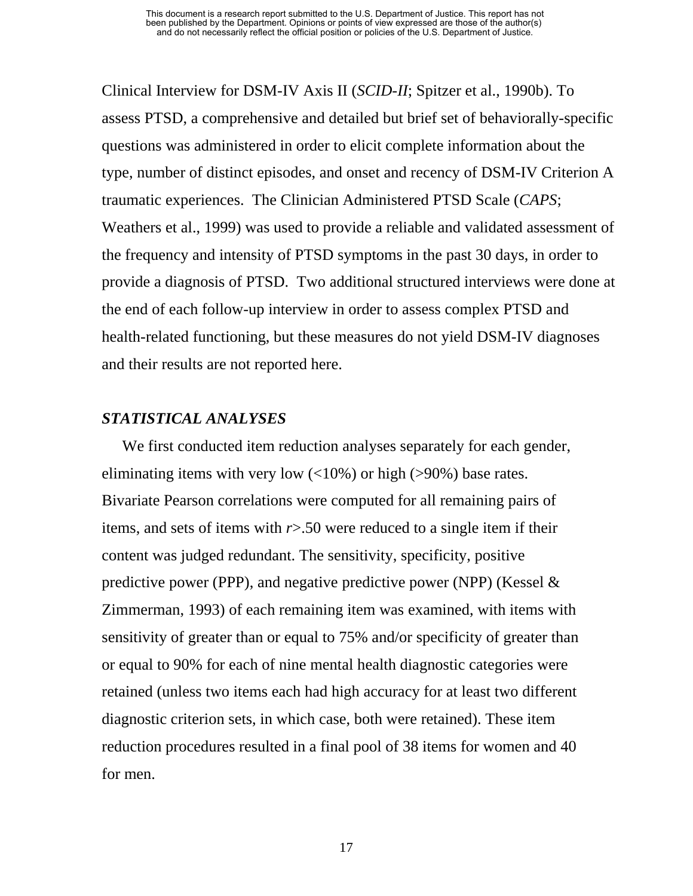Clinical Interview for DSM-IV Axis II (*SCID-II*; Spitzer et al., 1990b). To assess PTSD, a comprehensive and detailed but brief set of behaviorally-specific questions was administered in order to elicit complete information about the type, number of distinct episodes, and onset and recency of DSM-IV Criterion A traumatic experiences. The Clinician Administered PTSD Scale (*CAPS*; Weathers et al., 1999) was used to provide a reliable and validated assessment of the frequency and intensity of PTSD symptoms in the past 30 days, in order to provide a diagnosis of PTSD. Two additional structured interviews were done at the end of each follow-up interview in order to assess complex PTSD and health-related functioning, but these measures do not yield DSM-IV diagnoses and their results are not reported here.

### *STATISTICAL ANALYSES*

We first conducted item reduction analyses separately for each gender, eliminating items with very low (<10%) or high (>90%) base rates. Bivariate Pearson correlations were computed for all remaining pairs of items, and sets of items with $r>.50$ were reduced to a single item if their content was judged redundant. The sensitivity, specificity, positive predictive power (PPP), and negative predictive power (NPP) (Kessel & Zimmerman, 1993) of each remaining item was examined, with items with sensitivity of greater than or equal to 75% and/or specificity of greater than or equal to 90% for each of nine mental health diagnostic categories were retained (unless two items each had high accuracy for at least two different diagnostic criterion sets, in which case, both were retained). These item reduction procedures resulted in a final pool of 38 items for women and 40 for men.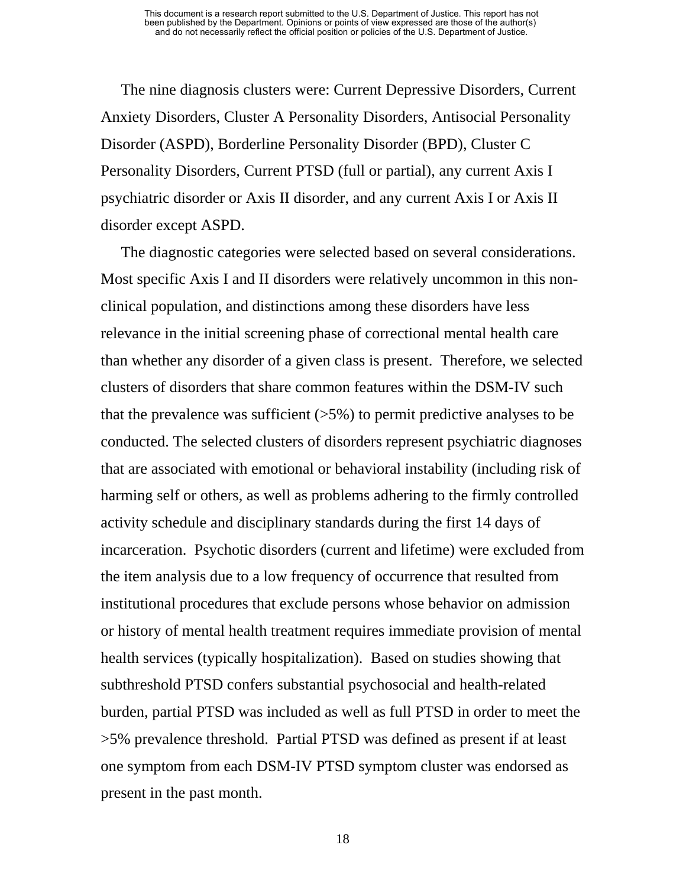The nine diagnosis clusters were: Current Depressive Disorders, Current Anxiety Disorders, Cluster A Personality Disorders, Antisocial Personality Disorder (ASPD), Borderline Personality Disorder (BPD), Cluster C Personality Disorders, Current PTSD (full or partial), any current Axis I psychiatric disorder or Axis II disorder, and any current Axis I or Axis II disorder except ASPD.

The diagnostic categories were selected based on several considerations. Most specific Axis I and II disorders were relatively uncommon in this non-clinical population, and distinctions among these disorders have less relevance in the initial screening phase of correctional mental health care than whether any disorder of a given class is present.  Therefore, we selected clusters of disorders that share common features within the DSM-IV such that the prevalence was sufficient (>5%) to permit predictive analyses to be conducted. The selected clusters of disorders represent psychiatric diagnoses that are associated with emotional or behavioral instability (including risk of harming self or others, as well as problems adhering to the firmly controlled activity schedule and disciplinary standards during the first 14 days of incarceration.  Psychotic disorders (current and lifetime) were excluded from the item analysis due to a low frequency of occurrence that resulted from institutional procedures that exclude persons whose behavior on admission or history of mental health treatment requires immediate provision of mental health services (typically hospitalization).  Based on studies showing that subthreshold PTSD confers substantial psychosocial and health-related burden, partial PTSD was included as well as full PTSD in order to meet the >5% prevalence threshold.  Partial PTSD was defined as present if at least one symptom from each DSM-IV PTSD symptom cluster was endorsed as present in the past month.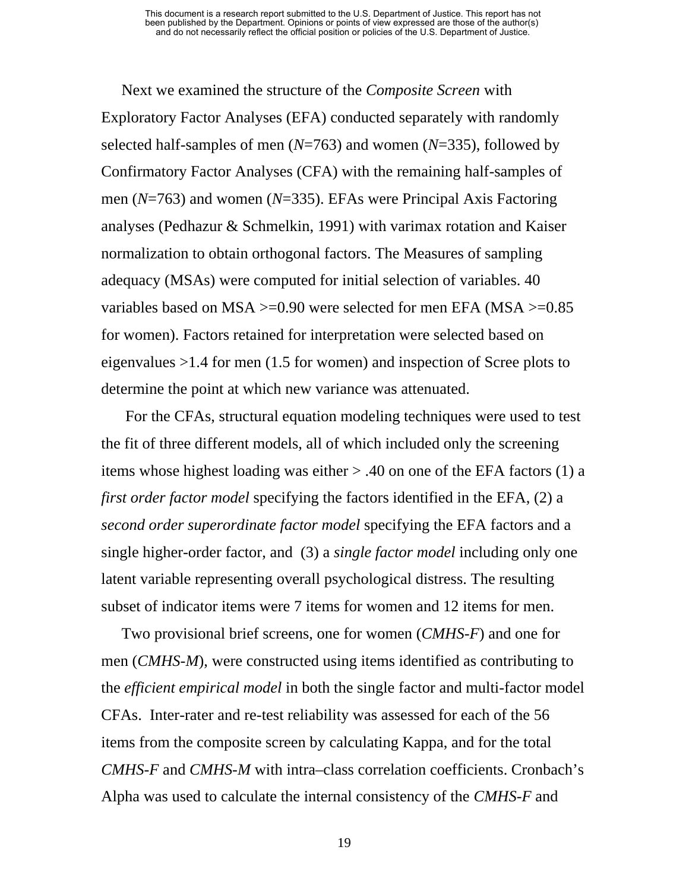Next we examined the structure of the *Composite Screen* with Exploratory Factor Analyses (EFA) conducted separately with randomly selected half-samples of men (*N*=763) and women (*N*=335), followed by Confirmatory Factor Analyses (CFA) with the remaining half-samples of men (*N*=763) and women (*N*=335). EFAs were Principal Axis Factoring analyses (Pedhazur & Schmelkin, 1991) with varimax rotation and Kaiser normalization to obtain orthogonal factors. The Measures of sampling adequacy (MSAs) were computed for initial selection of variables. 40 variables based on MSA >=0.90 were selected for men EFA (MSA >=0.85 for women). Factors retained for interpretation were selected based on eigenvalues >1.4 for men (1.5 for women) and inspection of Scree plots to determine the point at which new variance was attenuated.

For the CFAs, structural equation modeling techniques were used to test the fit of three different models, all of which included only the screening items whose highest loading was either > .40 on one of the EFA factors (1) a *first order factor model* specifying the factors identified in the EFA, (2) a *second order superordinate factor model* specifying the EFA factors and a single higher-order factor, and (3) a *single factor model* including only one latent variable representing overall psychological distress. The resulting subset of indicator items were 7 items for women and 12 items for men.

Two provisional brief screens, one for women (*CMHS-F*) and one for men (*CMHS-M*), were constructed using items identified as contributing to the *efficient empirical model* in both the single factor and multi-factor model CFAs. Inter-rater and re-test reliability was assessed for each of the 56 items from the composite screen by calculating Kappa, and for the total *CMHS-F* and *CMHS-M* with intra–class correlation coefficients. Cronbach's Alpha was used to calculate the internal consistency of the *CMHS-F* and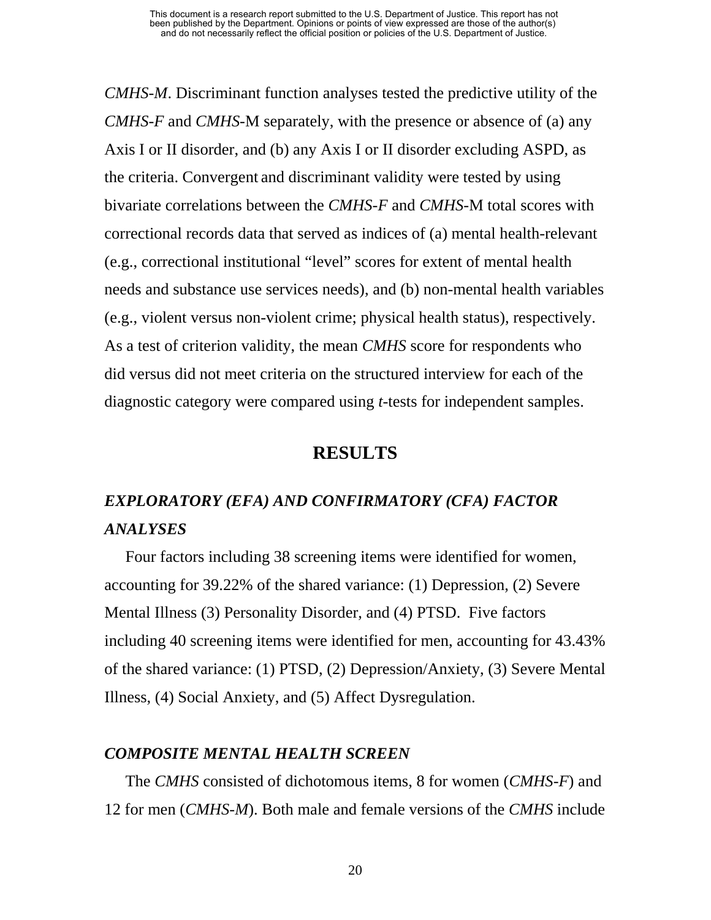*CMHS-M*. Discriminant function analyses tested the predictive utility of the *CMHS-F* and *CMHS*-M separately, with the presence or absence of (a) any Axis I or II disorder, and (b) any Axis I or II disorder excluding ASPD, as the criteria. Convergent and discriminant validity were tested by using bivariate correlations between the *CMHS-F* and *CMHS*-M total scores with correctional records data that served as indices of (a) mental health-relevant (e.g., correctional institutional "level" scores for extent of mental health needs and substance use services needs), and (b) non-mental health variables (e.g., violent versus non-violent crime; physical health status), respectively. As a test of criterion validity, the mean *CMHS* score for respondents who did versus did not meet criteria on the structured interview for each of the diagnostic category were compared using *t*-tests for independent samples.

## RESULTS

### *EXPLORATORY (EFA) AND CONFIRMATORY (CFA) FACTOR ANALYSES*

Four factors including 38 screening items were identified for women, accounting for 39.22% of the shared variance: (1) Depression, (2) Severe Mental Illness (3) Personality Disorder, and (4) PTSD. Five factors including 40 screening items were identified for men, accounting for 43.43% of the shared variance: (1) PTSD, (2) Depression/Anxiety, (3) Severe Mental Illness, (4) Social Anxiety, and (5) Affect Dysregulation.

### *COMPOSITE MENTAL HEALTH SCREEN*

The *CMHS* consisted of dichotomous items, 8 for women (*CMHS-F*) and 12 for men (*CMHS-M*). Both male and female versions of the *CMHS* include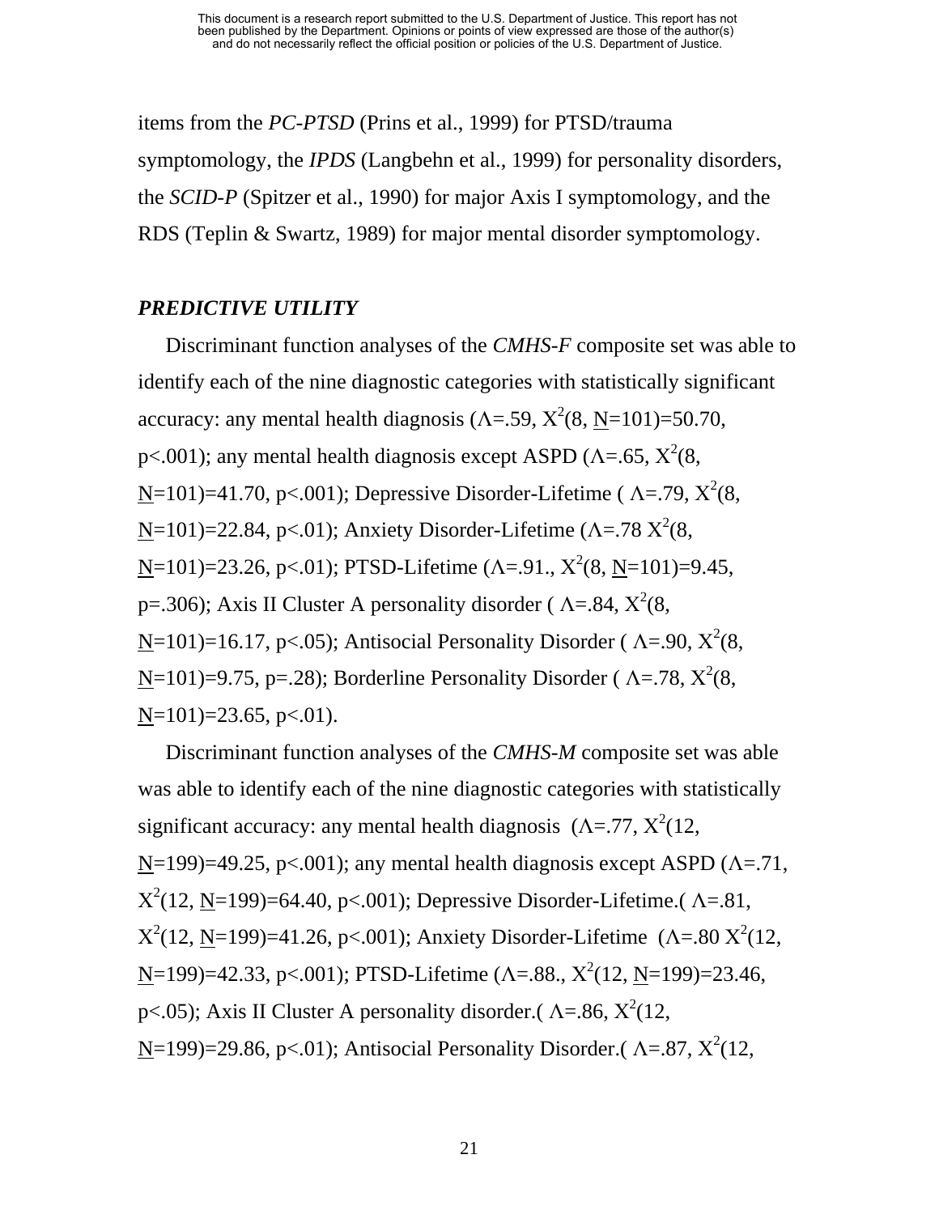items from the *PC-PTSD* (Prins et al., 1999) for PTSD/trauma symptomology, the *IPDS* (Langbehn et al., 1999) for personality disorders, the *SCID-P* (Spitzer et al., 1990) for major Axis I symptomology, and the RDS (Teplin & Swartz, 1989) for major mental disorder symptomology.

### *PREDICTIVE UTILITY*

Discriminant function analyses of the *CMHS-F* composite set was able to identify each of the nine diagnostic categories with statistically significant accuracy: any mental health diagnosis ($\Lambda$=.59, $X^2$(8, N=101)=50.70, p<.001); any mental health diagnosis except ASPD ($\Lambda$=.65, $X^2$(8, N=101)=41.70, p<.001); Depressive Disorder-Lifetime ( $\Lambda$=.79, $X^2$(8, N=101)=22.84, p<.01); Anxiety Disorder-Lifetime ($\Lambda$=.78 $X^2$(8, N=101)=23.26, p<.01); PTSD-Lifetime ($\Lambda$=.91., $X^2$(8, N=101)=9.45, p=.306); Axis II Cluster A personality disorder ( $\Lambda$=.84, $X^2$(8, N=101)=16.17, p<.05); Antisocial Personality Disorder ( $\Lambda$=.90, $X^2$(8, N=101)=9.75, p=.28); Borderline Personality Disorder ( $\Lambda$=.78, $X^2$(8, N=101)=23.65, p<.01).

Discriminant function analyses of the *CMHS-M* composite set was able was able to identify each of the nine diagnostic categories with statistically significant accuracy: any mental health diagnosis ($\Lambda$=.77, $X^2$(12, N=199)=49.25, p<.001); any mental health diagnosis except ASPD ($\Lambda$=.71, $X^2$(12, N=199)=64.40, p<.001); Depressive Disorder-Lifetime.( $\Lambda$=.81, $X^2$(12, N=199)=41.26, p<.001); Anxiety Disorder-Lifetime ($\Lambda$=.80 $X^2$(12, N=199)=42.33, p<.001); PTSD-Lifetime ($\Lambda$=.88., $X^2$(12, N=199)=23.46, p<.05); Axis II Cluster A personality disorder.( $\Lambda$=.86, $X^2$(12, N=199)=29.86, p<.01); Antisocial Personality Disorder.( $\Lambda$=.87, $X^2$(12,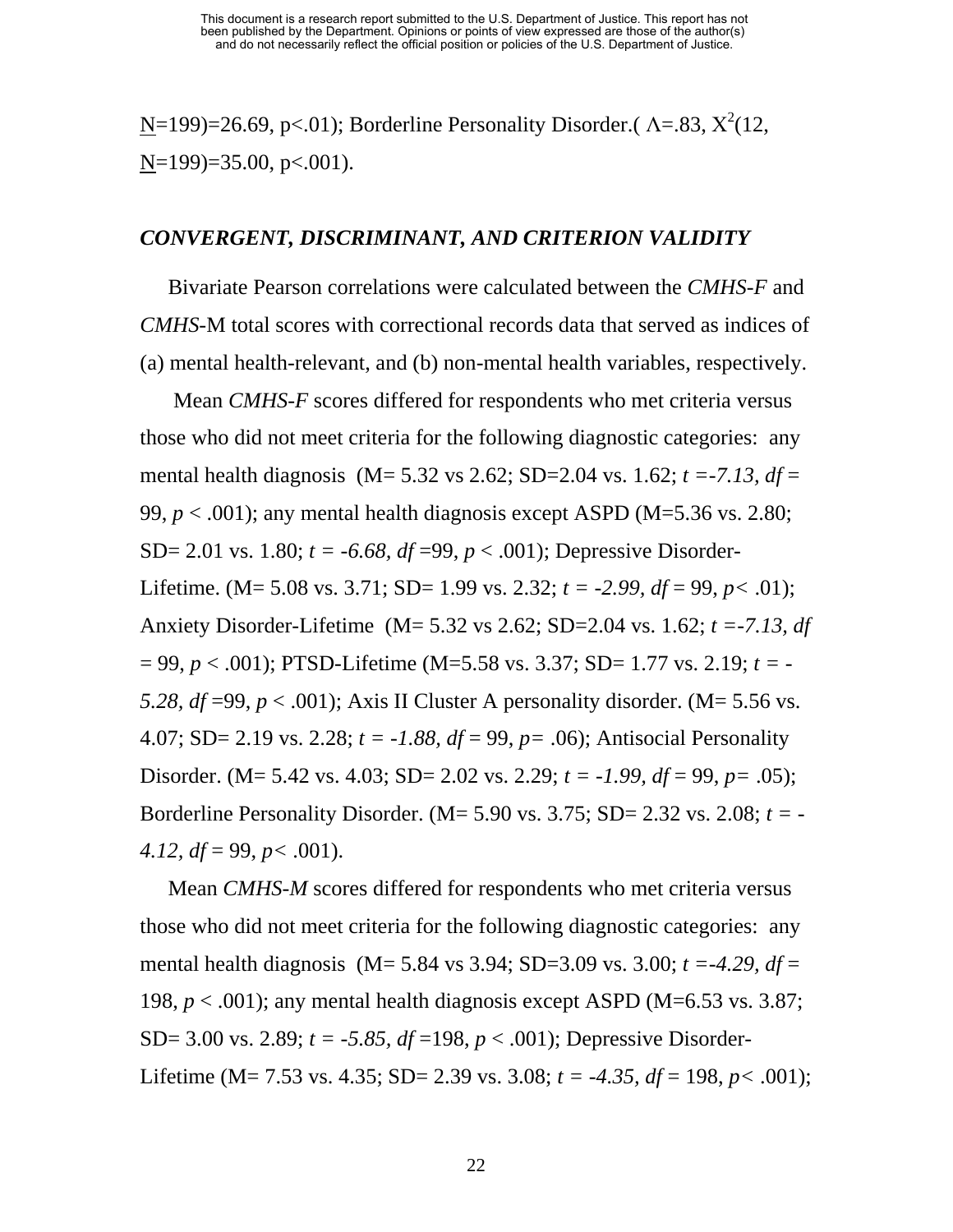N=199)=26.69, p<.01); Borderline Personality Disorder.( $\Lambda$=.83, $X^2$(12, N=199)=35.00, p<.001).

### *CONVERGENT, DISCRIMINANT, AND CRITERION VALIDITY*

Bivariate Pearson correlations were calculated between the *CMHS-F* and *CMHS*-M total scores with correctional records data that served as indices of (a) mental health-relevant, and (b) non-mental health variables, respectively.

Mean *CMHS-F* scores differed for respondents who met criteria versus those who did not meet criteria for the following diagnostic categories: any mental health diagnosis (M= 5.32 vs 2.62; SD=2.04 vs. 1.62; $t = -7.13$, $df = 99$, $p < .001$); any mental health diagnosis except ASPD (M=5.36 vs. 2.80; SD= 2.01 vs. 1.80; $t = -6.68$, $df = 99$, $p < .001$); Depressive Disorder-Lifetime. (M= 5.08 vs. 3.71; SD= 1.99 vs. 2.32; $t = -2.99$, $df = 99$, $p < .01$); Anxiety Disorder-Lifetime (M= 5.32 vs 2.62; SD=2.04 vs. 1.62; $t = -7.13$, $df = 99$, $p < .001$); PTSD-Lifetime (M=5.58 vs. 3.37; SD= 1.77 vs. 2.19; $t = -5.28$, $df = 99$, $p < .001$); Axis II Cluster A personality disorder. (M= 5.56 vs. 4.07; SD= 2.19 vs. 2.28; $t = -1.88$, $df = 99$, $p = .06$); Antisocial Personality Disorder. (M= 5.42 vs. 4.03; SD= 2.02 vs. 2.29; $t = -1.99$, $df = 99$, $p = .05$); Borderline Personality Disorder. (M= 5.90 vs. 3.75; SD= 2.32 vs. 2.08; $t = -4.12$, $df = 99$, $p < .001$).

Mean *CMHS-M* scores differed for respondents who met criteria versus those who did not meet criteria for the following diagnostic categories: any mental health diagnosis (M= 5.84 vs 3.94; SD=3.09 vs. 3.00; $t = -4.29$, $df = 198$, $p < .001$); any mental health diagnosis except ASPD (M=6.53 vs. 3.87; SD= 3.00 vs. 2.89; $t = -5.85$, $df = 198$, $p < .001$); Depressive Disorder-Lifetime (M= 7.53 vs. 4.35; SD= 2.39 vs. 3.08; $t = -4.35$, $df = 198$, $p < .001$);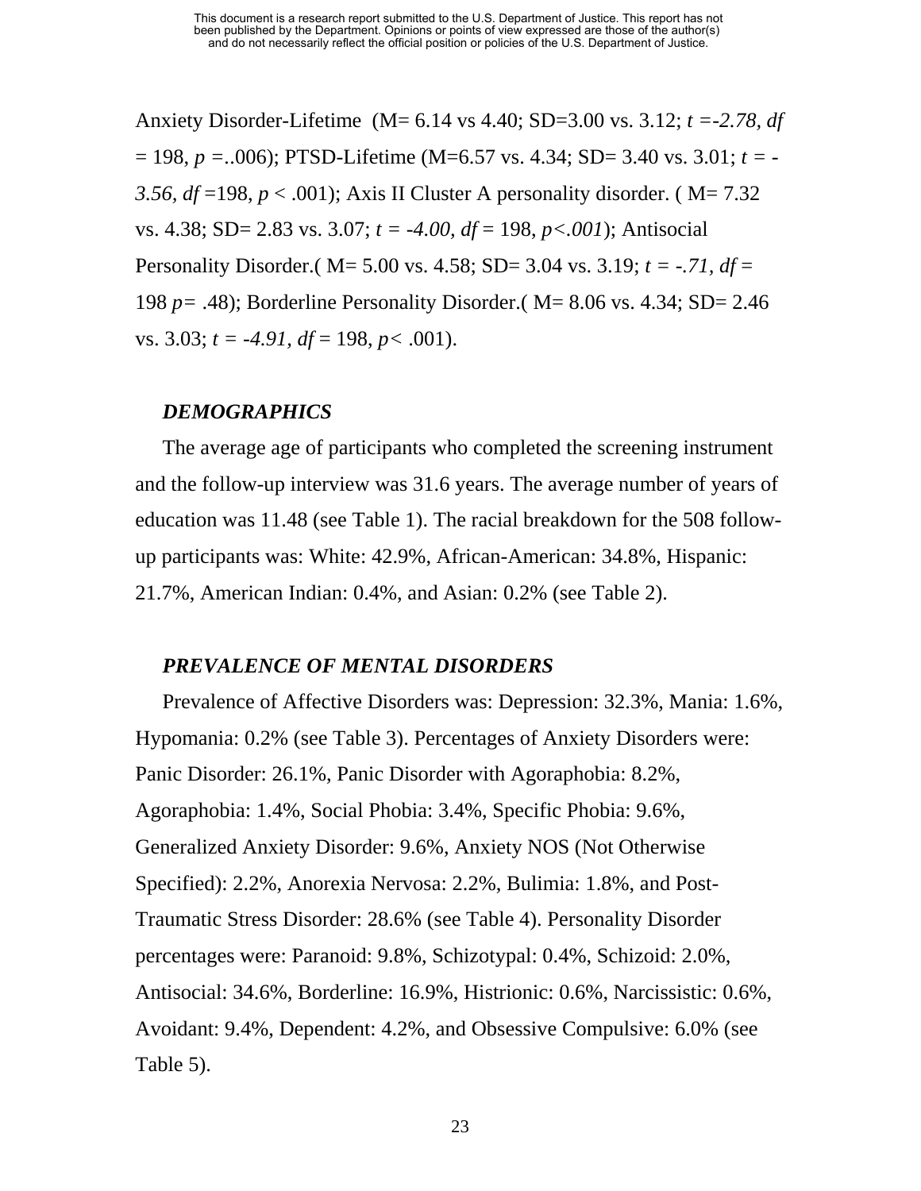Anxiety Disorder-Lifetime (M= 6.14 vs 4.40; SD=3.00 vs. 3.12; $t = -2.78$, $df = 198$, $p = ..006$); PTSD-Lifetime (M=6.57 vs. 4.34; SD= 3.40 vs. 3.01; $t = -3.56$, $df = 198$, $p < .001$); Axis II Cluster A personality disorder. ( M= 7.32 vs. 4.38; SD= 2.83 vs. 3.07; $t = -4.00$, $df = 198$, $p < .001$); Antisocial Personality Disorder.( M= 5.00 vs. 4.58; SD= 3.04 vs. 3.19; $t = -.71$, $df = 198$ $p = .48$); Borderline Personality Disorder.( M= 8.06 vs. 4.34; SD= 2.46 vs. 3.03; $t = -4.91$, $df = 198$, $p < .001$).

### *DEMOGRAPHICS*

The average age of participants who completed the screening instrument and the follow-up interview was 31.6 years. The average number of years of education was 11.48 (see Table 1). The racial breakdown for the 508 follow-up participants was: White: 42.9%, African-American: 34.8%, Hispanic: 21.7%, American Indian: 0.4%, and Asian: 0.2% (see Table 2).

### *PREVALENCE OF MENTAL DISORDERS*

Prevalence of Affective Disorders was: Depression: 32.3%, Mania: 1.6%, Hypomania: 0.2% (see Table 3). Percentages of Anxiety Disorders were: Panic Disorder: 26.1%, Panic Disorder with Agoraphobia: 8.2%, Agoraphobia: 1.4%, Social Phobia: 3.4%, Specific Phobia: 9.6%, Generalized Anxiety Disorder: 9.6%, Anxiety NOS (Not Otherwise Specified): 2.2%, Anorexia Nervosa: 2.2%, Bulimia: 1.8%, and Post-Traumatic Stress Disorder: 28.6% (see Table 4). Personality Disorder percentages were: Paranoid: 9.8%, Schizotypal: 0.4%, Schizoid: 2.0%, Antisocial: 34.6%, Borderline: 16.9%, Histrionic: 0.6%, Narcissistic: 0.6%, Avoidant: 9.4%, Dependent: 4.2%, and Obsessive Compulsive: 6.0% (see Table 5).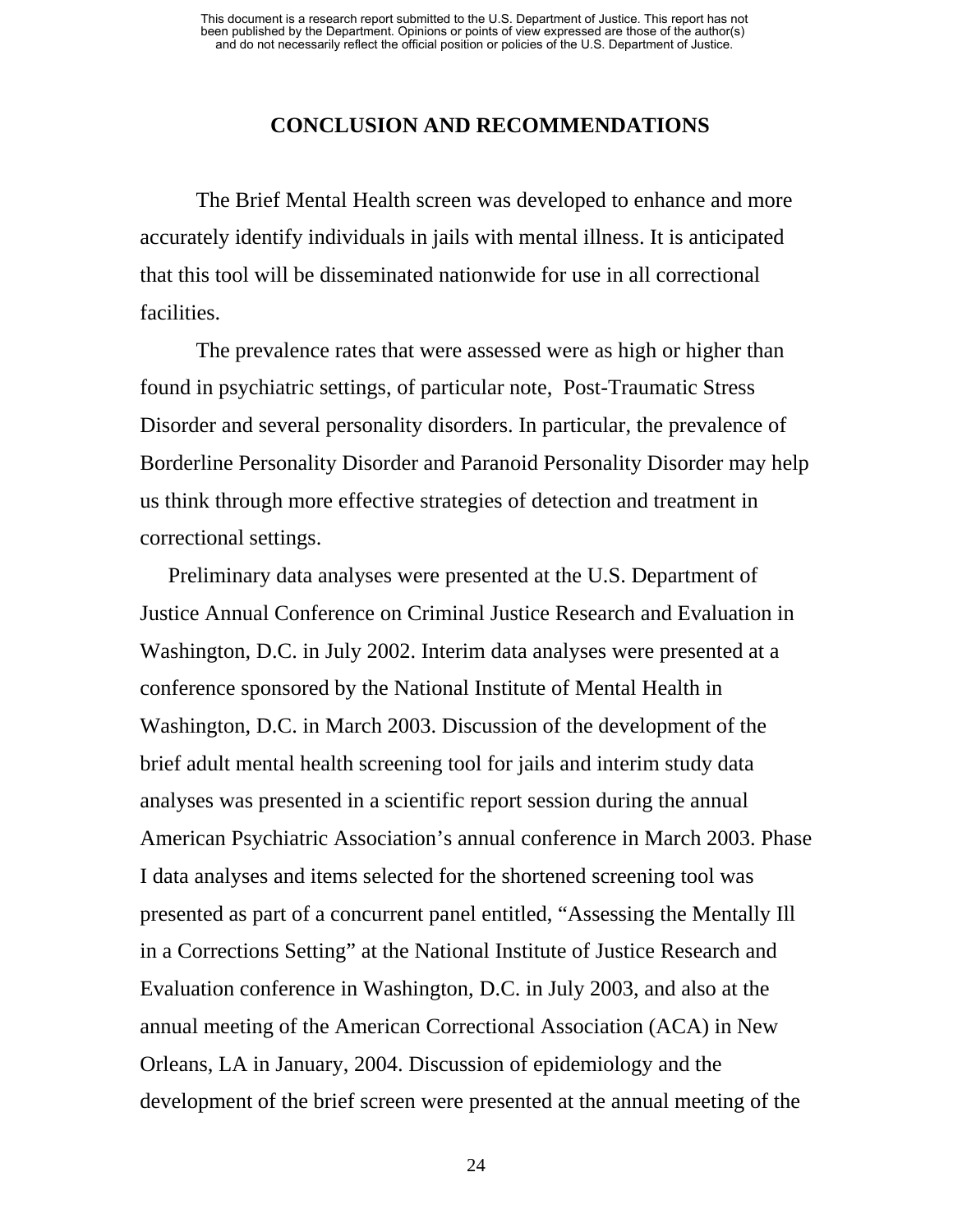## CONCLUSION AND RECOMMENDATIONS

The Brief Mental Health screen was developed to enhance and more accurately identify individuals in jails with mental illness. It is anticipated that this tool will be disseminated nationwide for use in all correctional facilities.

The prevalence rates that were assessed were as high or higher than found in psychiatric settings, of particular note, Post-Traumatic Stress Disorder and several personality disorders. In particular, the prevalence of Borderline Personality Disorder and Paranoid Personality Disorder may help us think through more effective strategies of detection and treatment in correctional settings.

Preliminary data analyses were presented at the U.S. Department of Justice Annual Conference on Criminal Justice Research and Evaluation in Washington, D.C. in July 2002. Interim data analyses were presented at a conference sponsored by the National Institute of Mental Health in Washington, D.C. in March 2003. Discussion of the development of the brief adult mental health screening tool for jails and interim study data analyses was presented in a scientific report session during the annual American Psychiatric Association's annual conference in March 2003. Phase I data analyses and items selected for the shortened screening tool was presented as part of a concurrent panel entitled, "Assessing the Mentally Ill in a Corrections Setting" at the National Institute of Justice Research and Evaluation conference in Washington, D.C. in July 2003, and also at the annual meeting of the American Correctional Association (ACA) in New Orleans, LA in January, 2004. Discussion of epidemiology and the development of the brief screen were presented at the annual meeting of the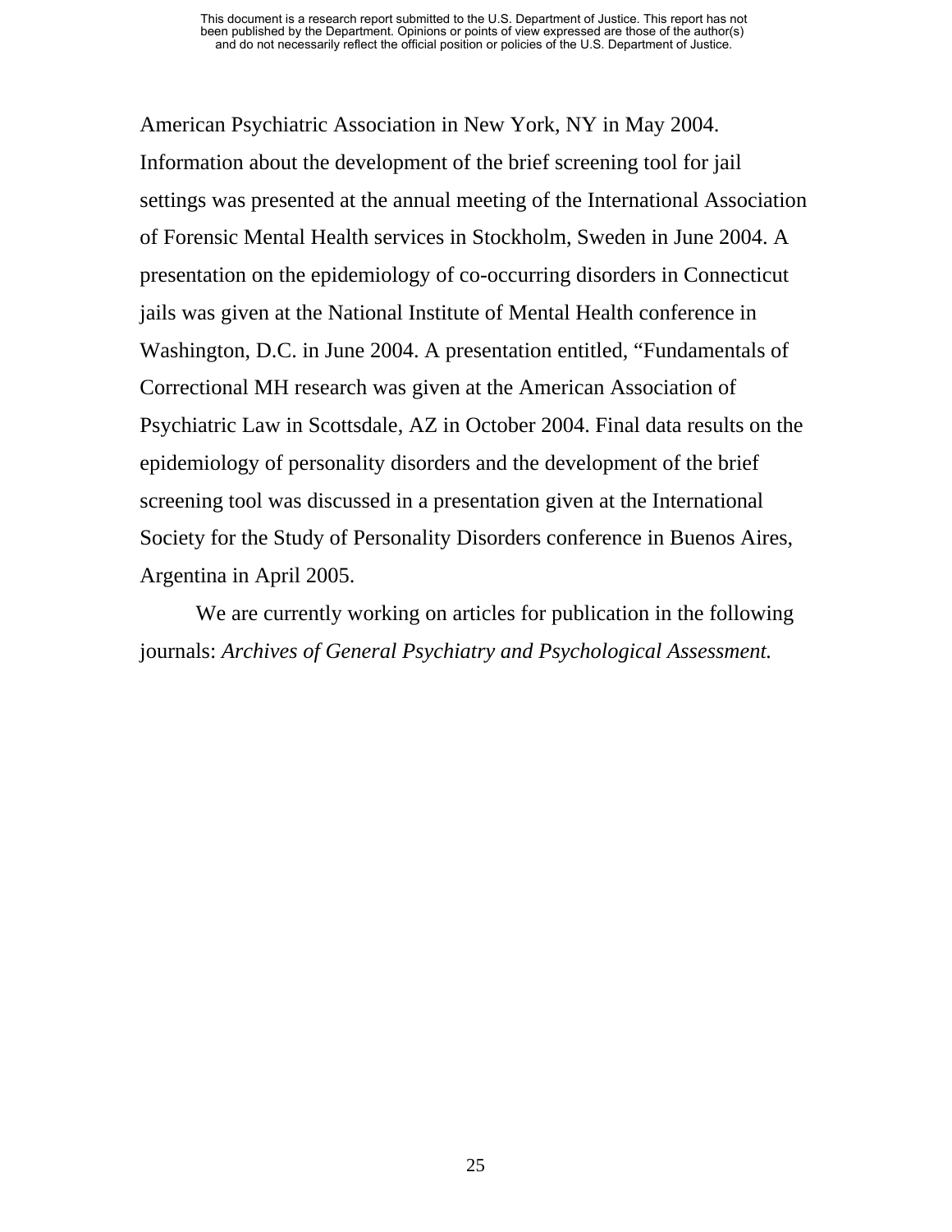American Psychiatric Association in New York, NY in May 2004. Information about the development of the brief screening tool for jail settings was presented at the annual meeting of the International Association of Forensic Mental Health services in Stockholm, Sweden in June 2004. A presentation on the epidemiology of co-occurring disorders in Connecticut jails was given at the National Institute of Mental Health conference in Washington, D.C. in June 2004. A presentation entitled, "Fundamentals of Correctional MH research was given at the American Association of Psychiatric Law in Scottsdale, AZ in October 2004. Final data results on the epidemiology of personality disorders and the development of the brief screening tool was discussed in a presentation given at the International Society for the Study of Personality Disorders conference in Buenos Aires, Argentina in April 2005.

We are currently working on articles for publication in the following journals: *Archives of General Psychiatry and Psychological Assessment.*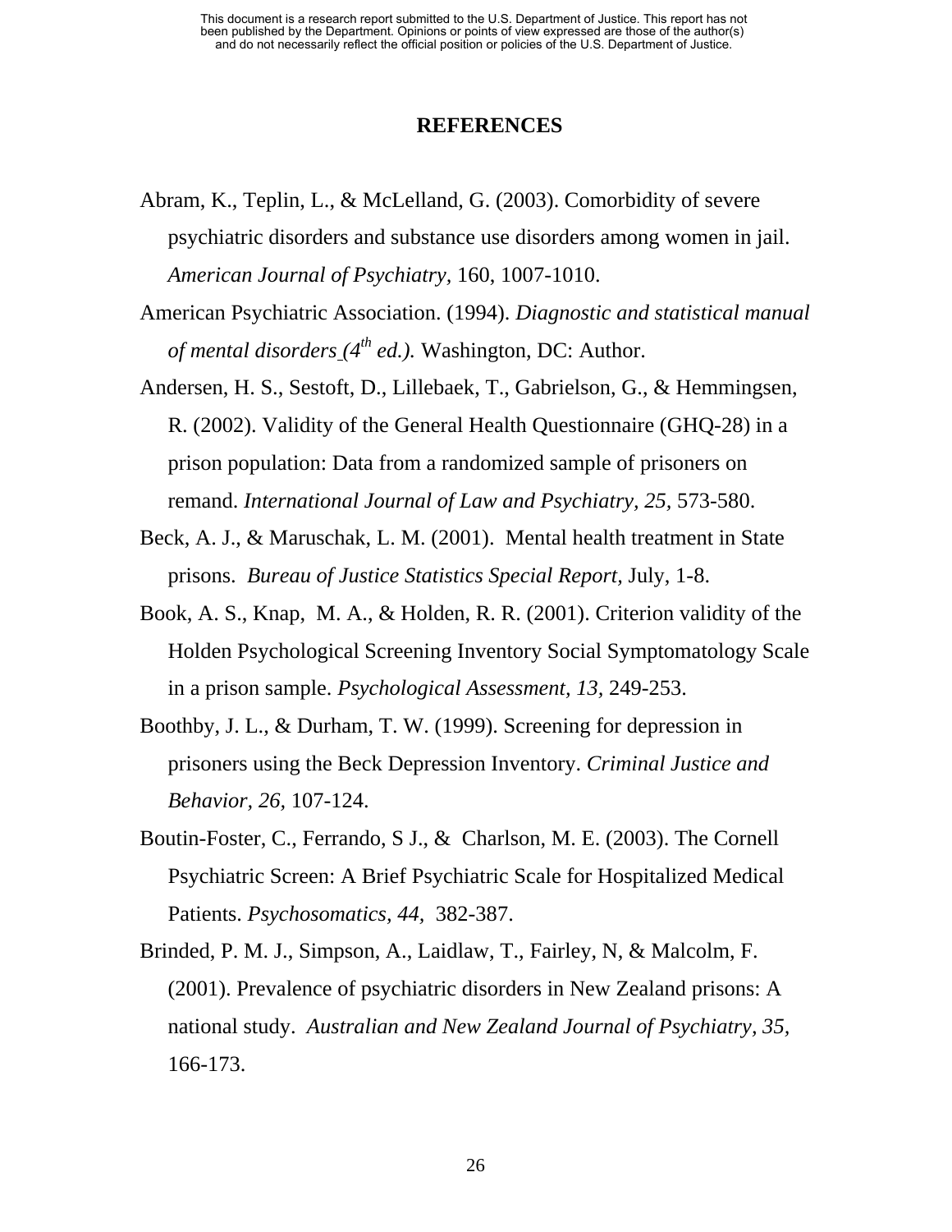## REFERENCES

Abram, K., Teplin, L., & McLelland, G. (2003). Comorbidity of severe psychiatric disorders and substance use disorders among women in jail. *American Journal of Psychiatry,* 160, 1007-1010.

American Psychiatric Association. (1994). *Diagnostic and statistical manual of mental disorders (4th ed.).* Washington, DC: Author.

Andersen, H. S., Sestoft, D., Lillebaek, T., Gabrielson, G., & Hemmingsen, R. (2002). Validity of the General Health Questionnaire (GHQ-28) in a prison population: Data from a randomized sample of prisoners on remand. *International Journal of Law and Psychiatry, 25,* 573-580.

Beck, A. J., & Maruschak, L. M. (2001). Mental health treatment in State prisons. *Bureau of Justice Statistics Special Report,* July, 1-8.

Book, A. S., Knap, M. A., & Holden, R. R. (2001). Criterion validity of the Holden Psychological Screening Inventory Social Symptomatology Scale in a prison sample. *Psychological Assessment, 13,* 249-253.

Boothby, J. L., & Durham, T. W. (1999). Screening for depression in prisoners using the Beck Depression Inventory. *Criminal Justice and Behavior, 26,* 107-124.

Boutin-Foster, C., Ferrando, S J., & Charlson, M. E. (2003). The Cornell Psychiatric Screen: A Brief Psychiatric Scale for Hospitalized Medical Patients. *Psychosomatics, 44,* 382-387.

Brinded, P. M. J., Simpson, A., Laidlaw, T., Fairley, N, & Malcolm, F. (2001). Prevalence of psychiatric disorders in New Zealand prisons: A national study. *Australian and New Zealand Journal of Psychiatry, 35,* 166-173.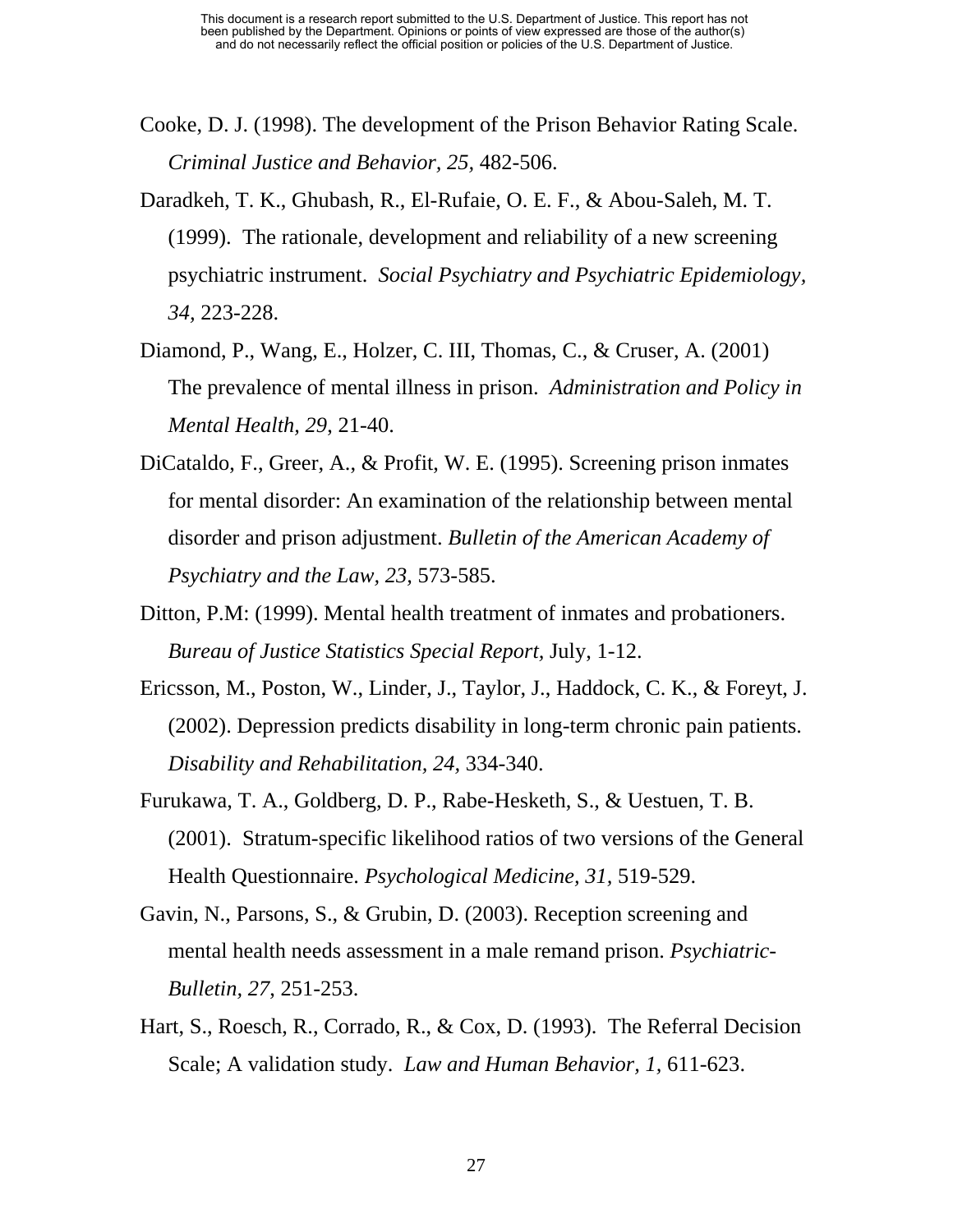Cooke, D. J. (1998). The development of the Prison Behavior Rating Scale. *Criminal Justice and Behavior, 25,* 482-506.

Daradkeh, T. K., Ghubash, R., El-Rufaie, O. E. F., & Abou-Saleh, M. T. (1999). The rationale, development and reliability of a new screening psychiatric instrument. *Social Psychiatry and Psychiatric Epidemiology, 34,* 223-228.

Diamond, P., Wang, E., Holzer, C. III, Thomas, C., & Cruser, A. (2001) The prevalence of mental illness in prison. *Administration and Policy in Mental Health, 29*, 21-40.

DiCataldo, F., Greer, A., & Profit, W. E. (1995). Screening prison inmates for mental disorder: An examination of the relationship between mental disorder and prison adjustment. *Bulletin of the American Academy of Psychiatry and the Law, 23,* 573-585.

Ditton, P.M: (1999). Mental health treatment of inmates and probationers. *Bureau of Justice Statistics Special Report,* July, 1-12.

Ericsson, M., Poston, W., Linder, J., Taylor, J., Haddock, C. K., & Foreyt, J. (2002). Depression predicts disability in long-term chronic pain patients. *Disability and Rehabilitation, 24,* 334-340.

Furukawa, T. A., Goldberg, D. P., Rabe-Hesketh, S., & Uestuen, T. B. (2001). Stratum-specific likelihood ratios of two versions of the General Health Questionnaire. *Psychological Medicine, 31,* 519-529.

Gavin, N., Parsons, S., & Grubin, D. (2003). Reception screening and mental health needs assessment in a male remand prison. *Psychiatric-Bulletin, 27*, 251-253.

Hart, S., Roesch, R., Corrado, R., & Cox, D. (1993). The Referral Decision Scale; A validation study. *Law and Human Behavior, 1,* 611-623.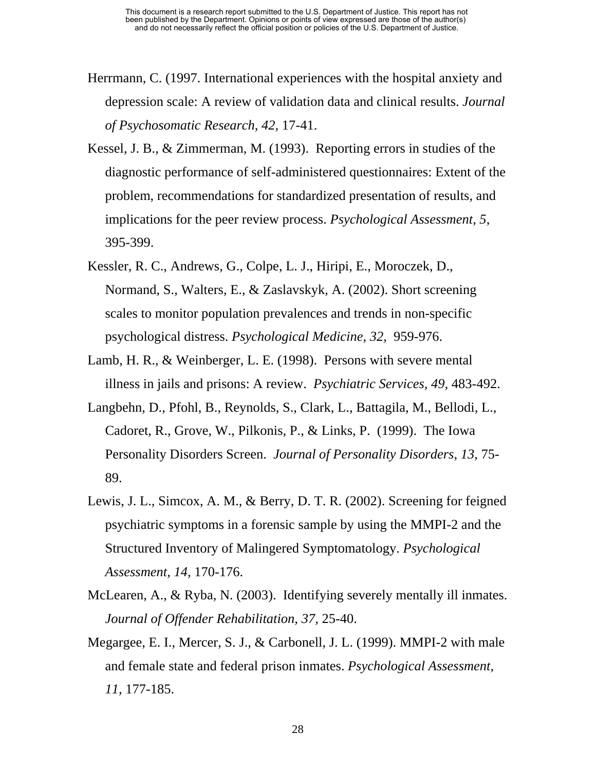Herrmann, C. (1997. International experiences with the hospital anxiety and depression scale: A review of validation data and clinical results. *Journal of Psychosomatic Research, 42,* 17-41.

Kessel, J. B., & Zimmerman, M. (1993). Reporting errors in studies of the diagnostic performance of self-administered questionnaires: Extent of the problem, recommendations for standardized presentation of results, and implications for the peer review process. *Psychological Assessment, 5*, 395-399.

Kessler, R. C., Andrews, G., Colpe, L. J., Hiripi, E., Moroczek, D., Normand, S., Walters, E., & Zaslavskyk, A. (2002). Short screening scales to monitor population prevalences and trends in non-specific psychological distress. *Psychological Medicine, 32,* 959-976.

Lamb, H. R., & Weinberger, L. E. (1998). Persons with severe mental illness in jails and prisons: A review. *Psychiatric Services, 49,* 483-492.

Langbehn, D., Pfohl, B., Reynolds, S., Clark, L., Battagila, M., Bellodi, L., Cadoret, R., Grove, W., Pilkonis, P., & Links, P. (1999). The Iowa Personality Disorders Screen. *Journal of Personality Disorders*, *13*, 75-89.

Lewis, J. L., Simcox, A. M., & Berry, D. T. R. (2002). Screening for feigned psychiatric symptoms in a forensic sample by using the MMPI-2 and the Structured Inventory of Malingered Symptomatology. *Psychological Assessment, 14,* 170-176.

McLearen, A., & Ryba, N. (2003). Identifying severely mentally ill inmates. *Journal of Offender Rehabilitation, 37,* 25-40.

Megargee, E. I., Mercer, S. J., & Carbonell, J. L. (1999). MMPI-2 with male and female state and federal prison inmates. *Psychological Assessment, 11,* 177-185.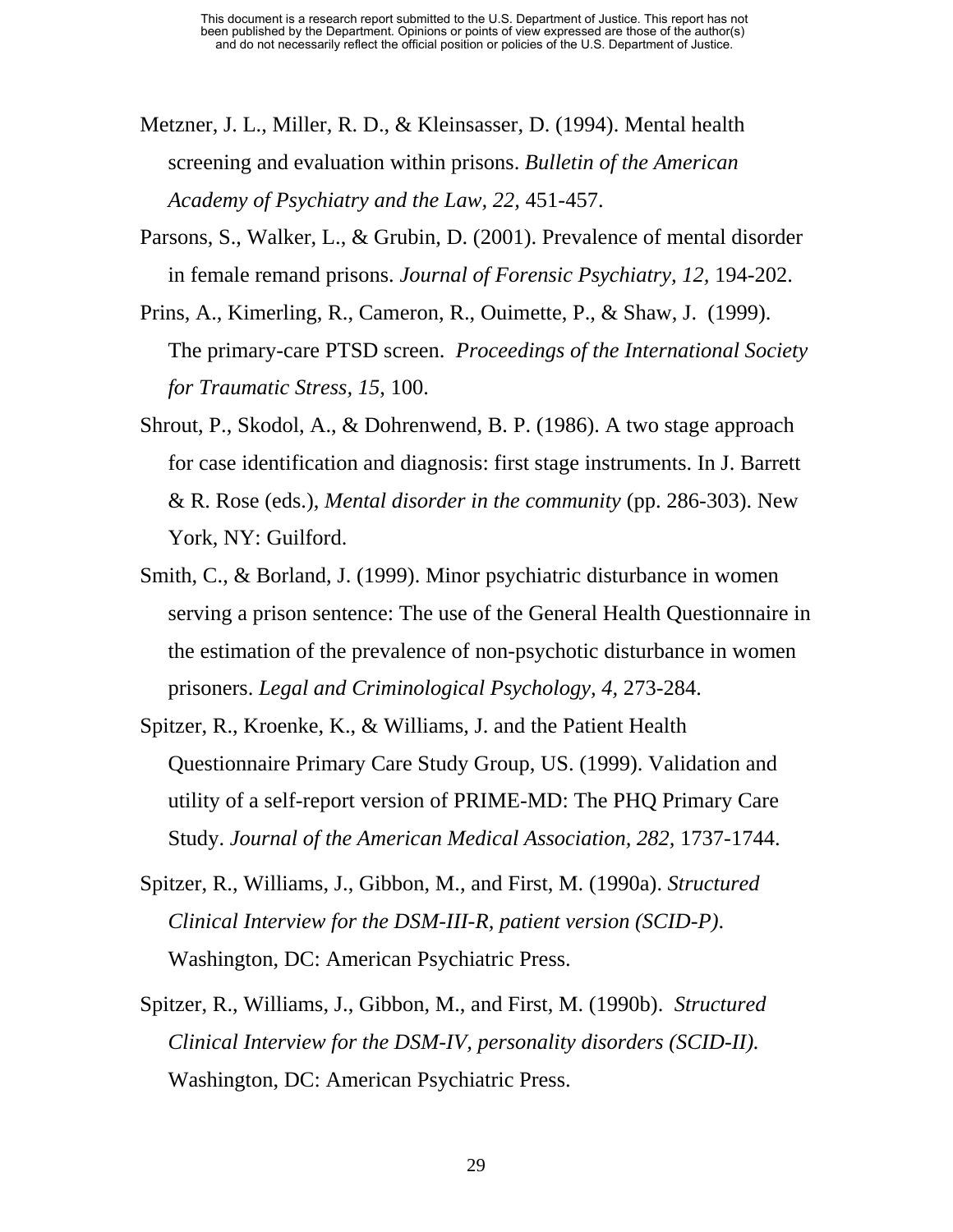Metzner, J. L., Miller, R. D., & Kleinsasser, D. (1994). Mental health screening and evaluation within prisons. *Bulletin of the American Academy of Psychiatry and the Law, 22,* 451-457.

Parsons, S., Walker, L., & Grubin, D. (2001). Prevalence of mental disorder in female remand prisons. *Journal of Forensic Psychiatry, 12,* 194-202.

Prins, A., Kimerling, R., Cameron, R., Ouimette, P., & Shaw, J. (1999). The primary-care PTSD screen. *Proceedings of the International Society for Traumatic Stress, 15,* 100.

Shrout, P., Skodol, A., & Dohrenwend, B. P. (1986). A two stage approach for case identification and diagnosis: first stage instruments. In J. Barrett & R. Rose (eds.), *Mental disorder in the community* (pp. 286-303). New York, NY: Guilford.

Smith, C., & Borland, J. (1999). Minor psychiatric disturbance in women serving a prison sentence: The use of the General Health Questionnaire in the estimation of the prevalence of non-psychotic disturbance in women prisoners. *Legal and Criminological Psychology, 4,* 273-284.

Spitzer, R., Kroenke, K., & Williams, J. and the Patient Health Questionnaire Primary Care Study Group, US. (1999). Validation and utility of a self-report version of PRIME-MD: The PHQ Primary Care Study. *Journal of the American Medical Association, 282,* 1737-1744.

Spitzer, R., Williams, J., Gibbon, M., and First, M. (1990a). *Structured Clinical Interview for the DSM-III-R, patient version (SCID-P).* Washington, DC: American Psychiatric Press.

Spitzer, R., Williams, J., Gibbon, M., and First, M. (1990b). *Structured Clinical Interview for the DSM-IV, personality disorders (SCID-II).* Washington, DC: American Psychiatric Press.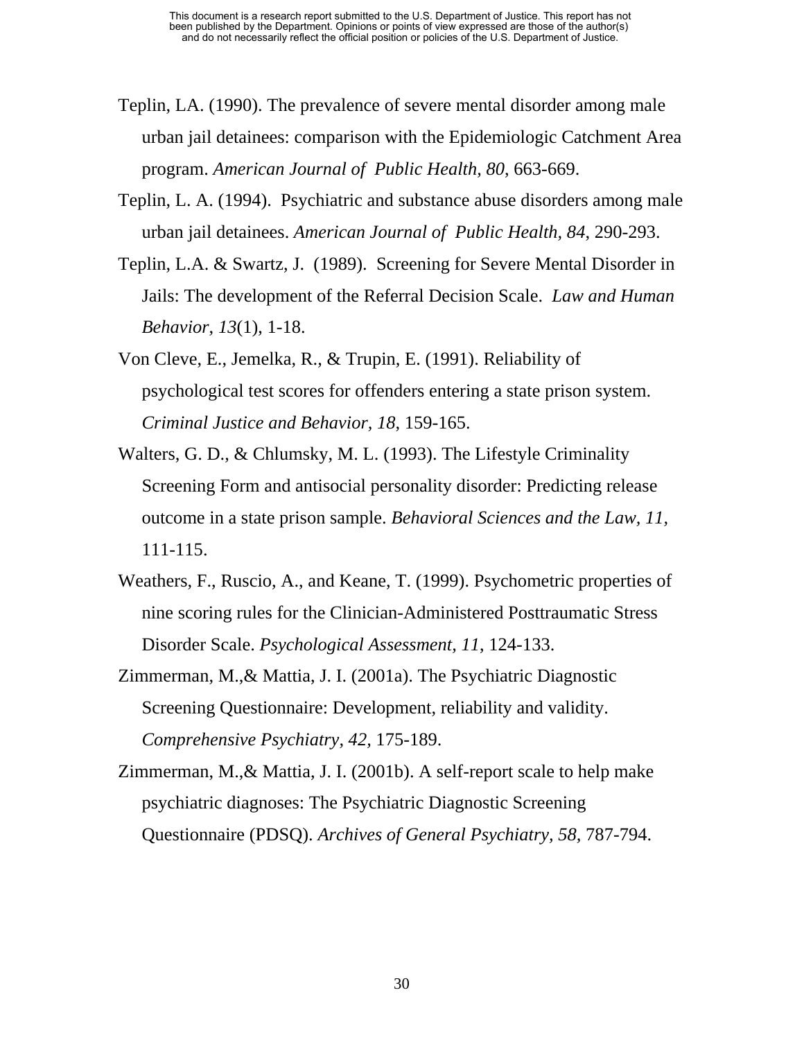Teplin, LA. (1990). The prevalence of severe mental disorder among male urban jail detainees: comparison with the Epidemiologic Catchment Area program. *American Journal of Public Health, 80*, 663-669.

Teplin, L. A. (1994). Psychiatric and substance abuse disorders among male urban jail detainees. *American Journal of Public Health, 84*, 290-293.

Teplin, L.A. & Swartz, J. (1989). Screening for Severe Mental Disorder in Jails: The development of the Referral Decision Scale. *Law and Human Behavior, 13*(1), 1-18.

Von Cleve, E., Jemelka, R., & Trupin, E. (1991). Reliability of psychological test scores for offenders entering a state prison system. *Criminal Justice and Behavior, 18*, 159-165.

Walters, G. D., & Chlumsky, M. L. (1993). The Lifestyle Criminality Screening Form and antisocial personality disorder: Predicting release outcome in a state prison sample. *Behavioral Sciences and the Law, 11,* 111-115.

Weathers, F., Ruscio, A., and Keane, T. (1999). Psychometric properties of nine scoring rules for the Clinician-Administered Posttraumatic Stress Disorder Scale. *Psychological Assessment, 11,* 124-133.

Zimmerman, M.,& Mattia, J. I. (2001a). The Psychiatric Diagnostic Screening Questionnaire: Development, reliability and validity. *Comprehensive Psychiatry, 42,* 175-189.

Zimmerman, M.,& Mattia, J. I. (2001b). A self-report scale to help make psychiatric diagnoses: The Psychiatric Diagnostic Screening Questionnaire (PDSQ). *Archives of General Psychiatry, 58,* 787-794.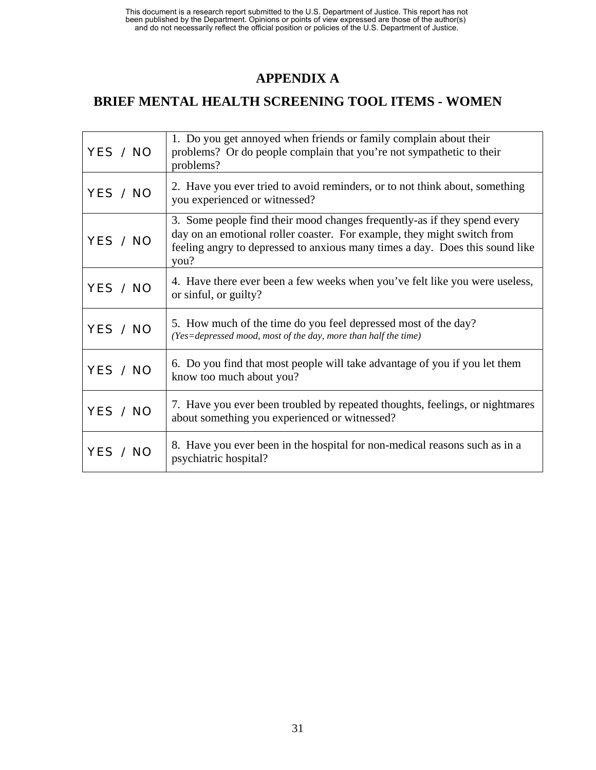# APPENDIX A

# BRIEF MENTAL HEALTH SCREENING TOOL ITEMS - WOMEN

| | |
|---|---|
| YES / NO | 1. Do you get annoyed when friends or family complain about their problems? Or do people complain that you're not sympathetic to their problems? |
| YES / NO | 2. Have you ever tried to avoid reminders, or to not think about, something you experienced or witnessed? |
| YES / NO | 3. Some people find their mood changes frequently-as if they spend every day on an emotional roller coaster. For example, they might switch from feeling angry to depressed to anxious many times a day. Does this sound like you? |
| YES / NO | 4. Have there ever been a few weeks when you've felt like you were useless, or sinful, or guilty? |
| YES / NO | 5. How much of the time do you feel depressed most of the day? *(Yes=depressed mood, most of the day, more than half the time)* |
| YES / NO | 6. Do you find that most people will take advantage of you if you let them know too much about you? |
| YES / NO | 7. Have you ever been troubled by repeated thoughts, feelings, or nightmares about something you experienced or witnessed? |
| YES / NO | 8. Have you ever been in the hospital for non-medical reasons such as in a psychiatric hospital? |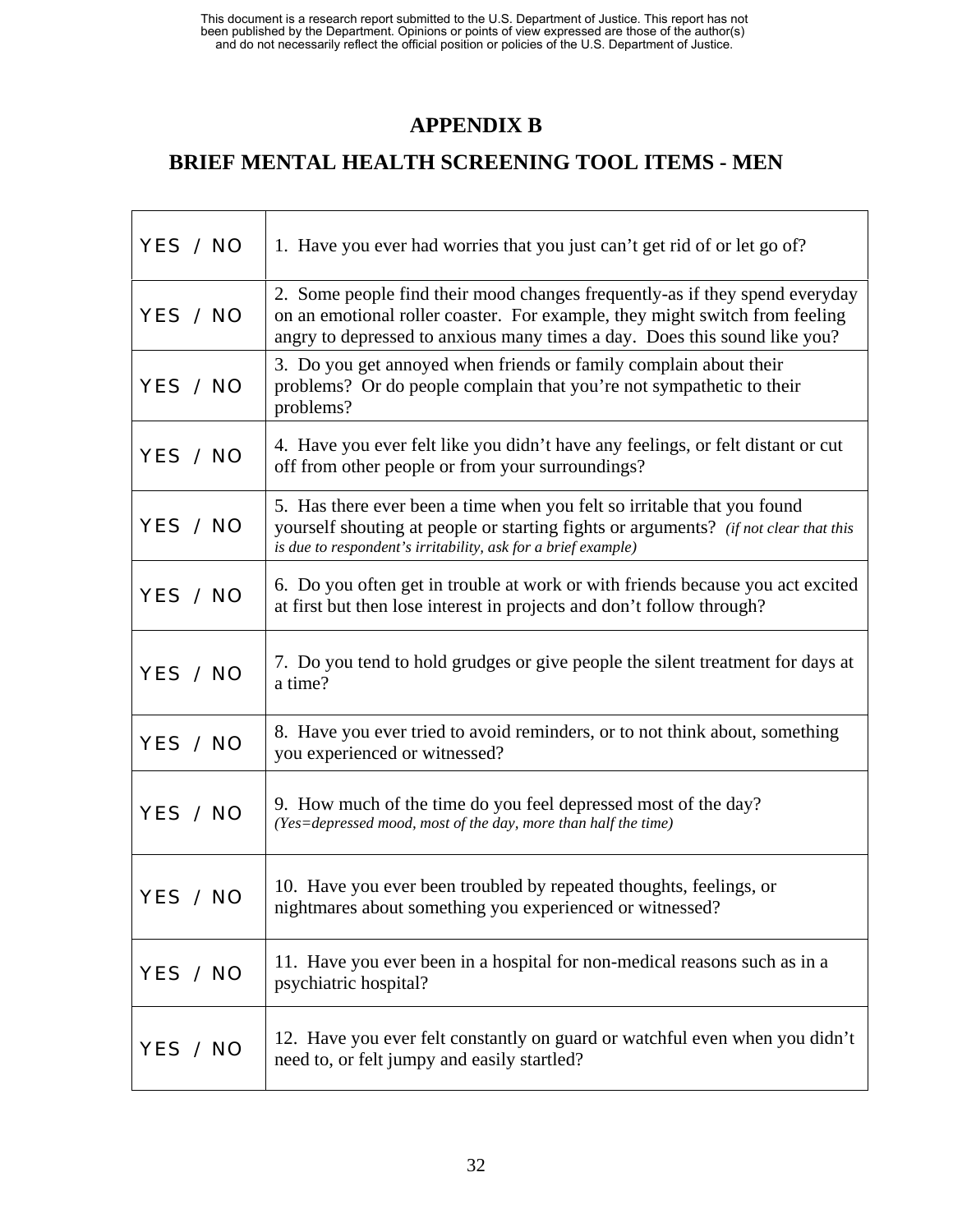This document is a research report submitted to the U.S. Department of Justice. This report has not been published by the Department. Opinions or points of view expressed are those of the author(s) and do not necessarily reflect the official position or policies of the U.S. Department of Justice.

# APPENDIX B

## BRIEF MENTAL HEALTH SCREENING TOOL ITEMS - MEN

| | |
|---|---|
| YES / NO | 1. Have you ever had worries that you just can't get rid of or let go of? |
| YES / NO | 2. Some people find their mood changes frequently-as if they spend everyday on an emotional roller coaster. For example, they might switch from feeling angry to depressed to anxious many times a day. Does this sound like you? |
| YES / NO | 3. Do you get annoyed when friends or family complain about their problems? Or do people complain that you're not sympathetic to their problems? |
| YES / NO | 4. Have you ever felt like you didn't have any feelings, or felt distant or cut off from other people or from your surroundings? |
| YES / NO | 5. Has there ever been a time when you felt so irritable that you found yourself shouting at people or starting fights or arguments? *(if not clear that this is due to respondent's irritability, ask for a brief example)* |
| YES / NO | 6. Do you often get in trouble at work or with friends because you act excited at first but then lose interest in projects and don't follow through? |
| YES / NO | 7. Do you tend to hold grudges or give people the silent treatment for days at a time? |
| YES / NO | 8. Have you ever tried to avoid reminders, or to not think about, something you experienced or witnessed? |
| YES / NO | 9. How much of the time do you feel depressed most of the day? *(Yes=depressed mood, most of the day, more than half the time)* |
| YES / NO | 10. Have you ever been troubled by repeated thoughts, feelings, or nightmares about something you experienced or witnessed? |
| YES / NO | 11. Have you ever been in a hospital for non-medical reasons such as in a psychiatric hospital? |
| YES / NO | 12. Have you ever felt constantly on guard or watchful even when you didn't need to, or felt jumpy and easily startled? |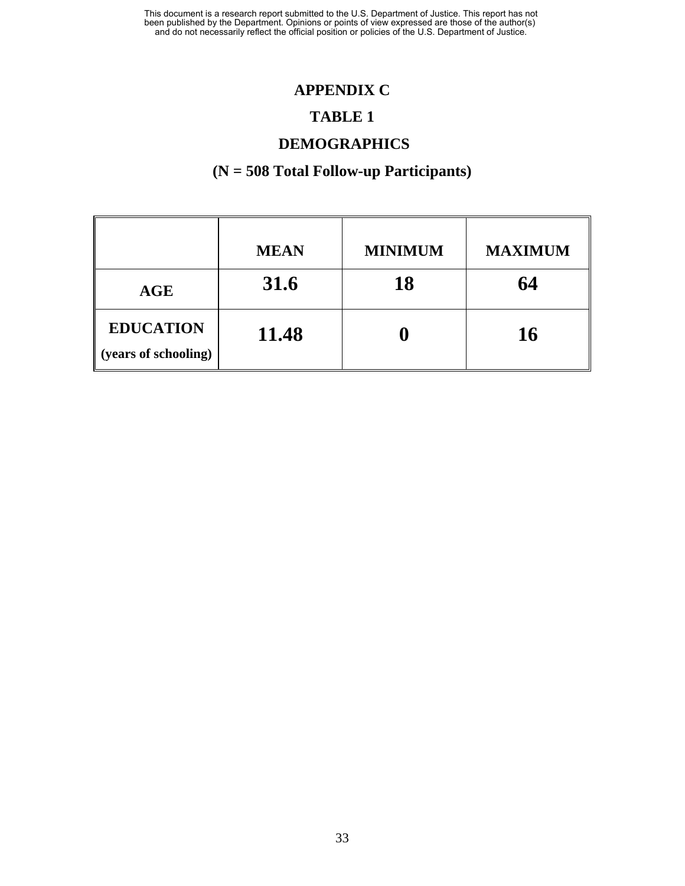# APPENDIX C

## TABLE 1

## DEMOGRAPHICS

## (N = 508 Total Follow-up Participants)

| | MEAN | MINIMUM | MAXIMUM |
|---|---|---|---|
| **AGE** | **31.6** | **18** | **64** |
| **EDUCATION (years of schooling)** | **11.48** | **0** | **16** |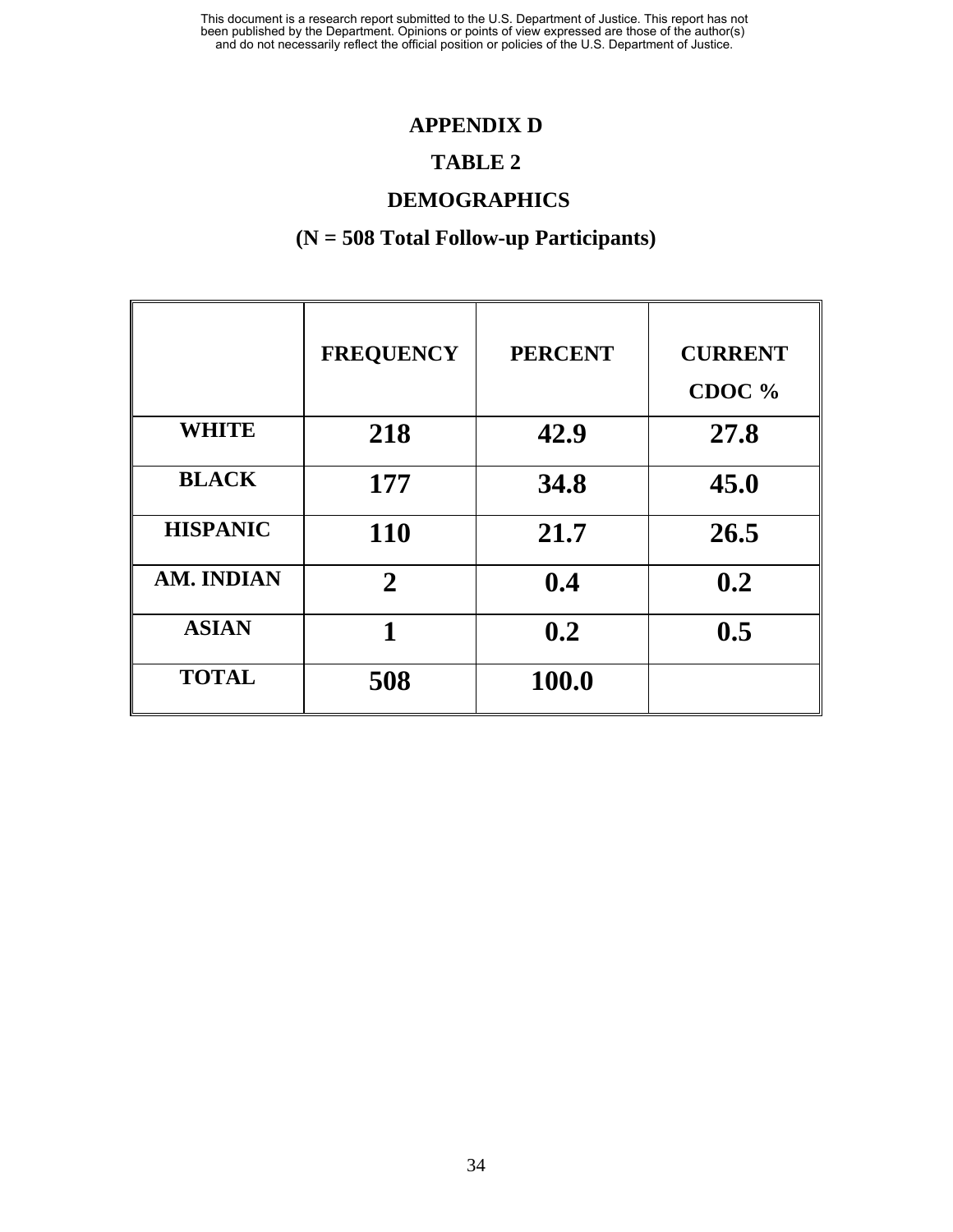# APPENDIX D

## TABLE 2

## DEMOGRAPHICS

### (N = 508 Total Follow-up Participants)

| | FREQUENCY | PERCENT | CURRENT CDOC % |
|---|---|---|---|
| WHITE | 218 | 42.9 | 27.8 |
| BLACK | 177 | 34.8 | 45.0 |
| HISPANIC | 110 | 21.7 | 26.5 |
| AM. INDIAN | 2 | 0.4 | 0.2 |
| ASIAN | 1 | 0.2 | 0.5 |
| TOTAL | 508 | 100.0 | |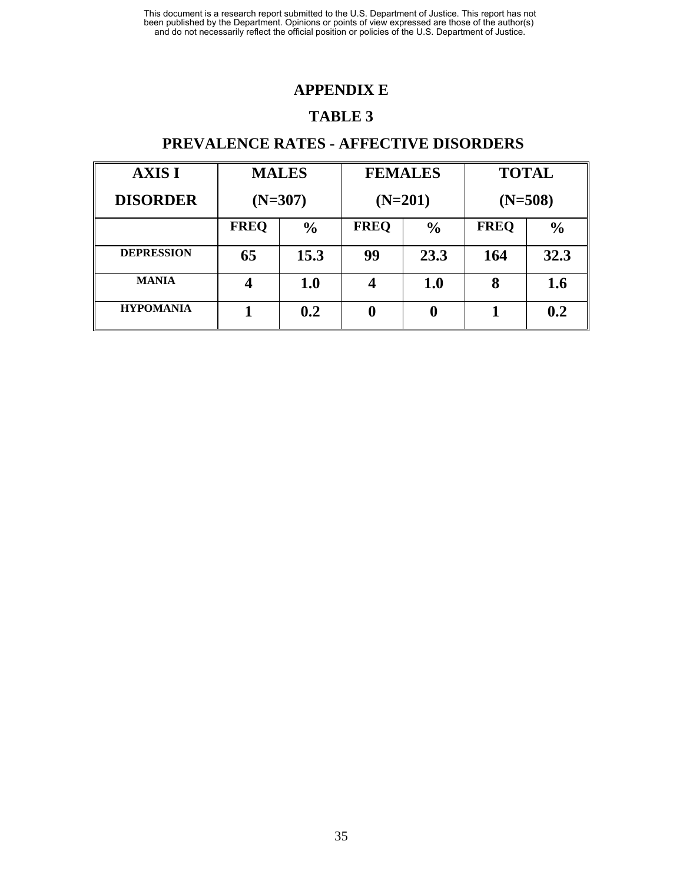This document is a research report submitted to the U.S. Department of Justice. This report has not been published by the Department. Opinions or points of view expressed are those of the author(s) and do not necessarily reflect the official position or policies of the U.S. Department of Justice.

# APPENDIX E

## TABLE 3

## PREVALENCE RATES - AFFECTIVE DISORDERS

| AXIS I DISORDER | MALES (N=307) | | FEMALES (N=201) | | TOTAL (N=508) | |
|---|---|---|---|---|---|---|
| | FREQ | % | FREQ | % | FREQ | % |
| DEPRESSION | 65 | 15.3 | 99 | 23.3 | 164 | 32.3 |
| MANIA | 4 | 1.0 | 4 | 1.0 | 8 | 1.6 |
| HYPOMANIA | 1 | 0.2 | 0 | 0 | 1 | 0.2 |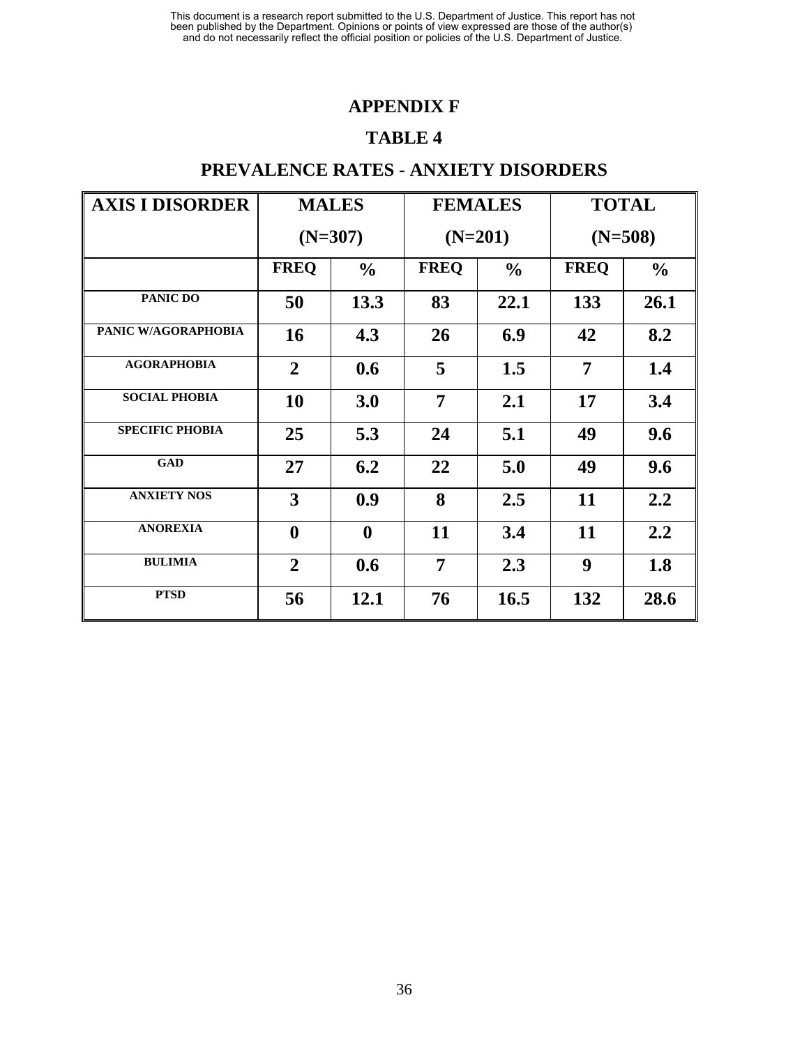## APPENDIX F

## TABLE 4

## PREVALENCE RATES - ANXIETY DISORDERS

| AXIS I DISORDER | MALES (N=307) | | FEMALES (N=201) | | TOTAL (N=508) | |
|---|---|---|---|---|---|---|
| | FREQ | % | FREQ | % | FREQ | % |
| PANIC DO | 50 | 13.3 | 83 | 22.1 | 133 | 26.1 |
| PANIC W/AGORAPHOBIA | 16 | 4.3 | 26 | 6.9 | 42 | 8.2 |
| AGORAPHOBIA | 2 | 0.6 | 5 | 1.5 | 7 | 1.4 |
| SOCIAL PHOBIA | 10 | 3.0 | 7 | 2.1 | 17 | 3.4 |
| SPECIFIC PHOBIA | 25 | 5.3 | 24 | 5.1 | 49 | 9.6 |
| GAD | 27 | 6.2 | 22 | 5.0 | 49 | 9.6 |
| ANXIETY NOS | 3 | 0.9 | 8 | 2.5 | 11 | 2.2 |
| ANOREXIA | 0 | 0 | 11 | 3.4 | 11 | 2.2 |
| BULIMIA | 2 | 0.6 | 7 | 2.3 | 9 | 1.8 |
| PTSD | 56 | 12.1 | 76 | 16.5 | 132 | 28.6 |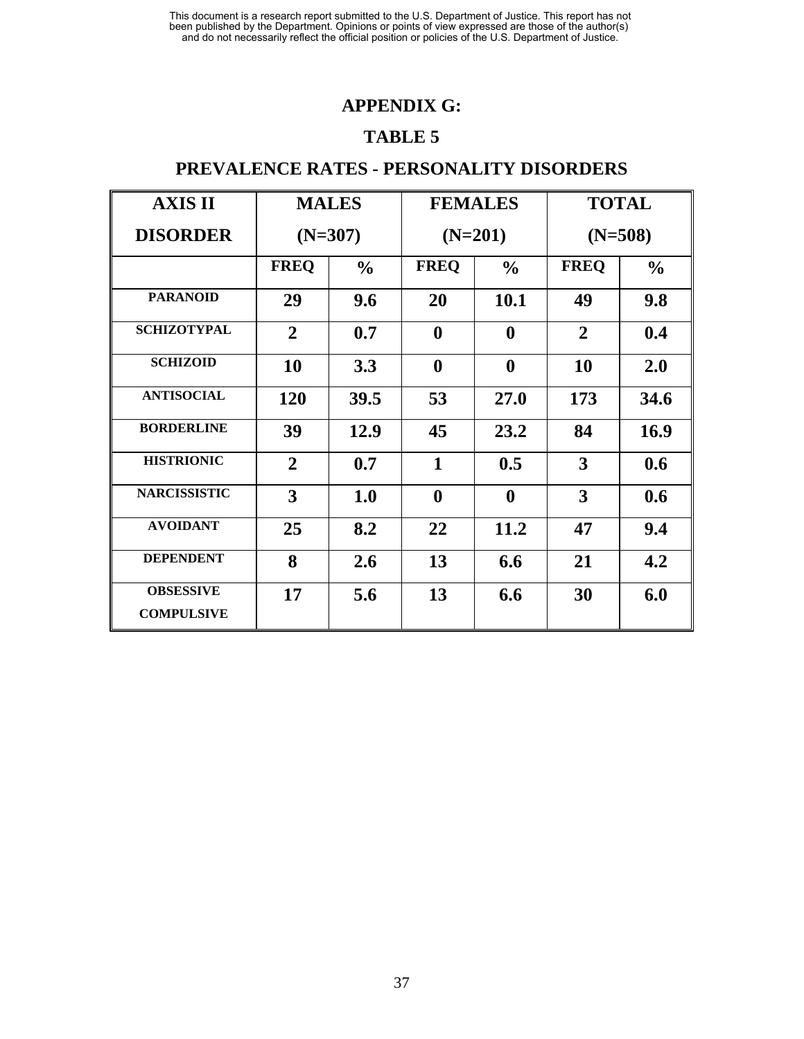# APPENDIX G:

## TABLE 5

## PREVALENCE RATES - PERSONALITY DISORDERS

| AXIS II DISORDER | MALES (N=307) | | FEMALES (N=201) | | TOTAL (N=508) | |
|---|---|---|---|---|---|---|
| | FREQ | % | FREQ | % | FREQ | % |
| PARANOID | 29 | 9.6 | 20 | 10.1 | 49 | 9.8 |
| SCHIZOTYPAL | 2 | 0.7 | 0 | 0 | 2 | 0.4 |
| SCHIZOID | 10 | 3.3 | 0 | 0 | 10 | 2.0 |
| ANTISOCIAL | 120 | 39.5 | 53 | 27.0 | 173 | 34.6 |
| BORDERLINE | 39 | 12.9 | 45 | 23.2 | 84 | 16.9 |
| HISTRIONIC | 2 | 0.7 | 1 | 0.5 | 3 | 0.6 |
| NARCISSISTIC | 3 | 1.0 | 0 | 0 | 3 | 0.6 |
| AVOIDANT | 25 | 8.2 | 22 | 11.2 | 47 | 9.4 |
| DEPENDENT | 8 | 2.6 | 13 | 6.6 | 21 | 4.2 |
| OBSESSIVE COMPULSIVE | 17 | 5.6 | 13 | 6.6 | 30 | 6.0 |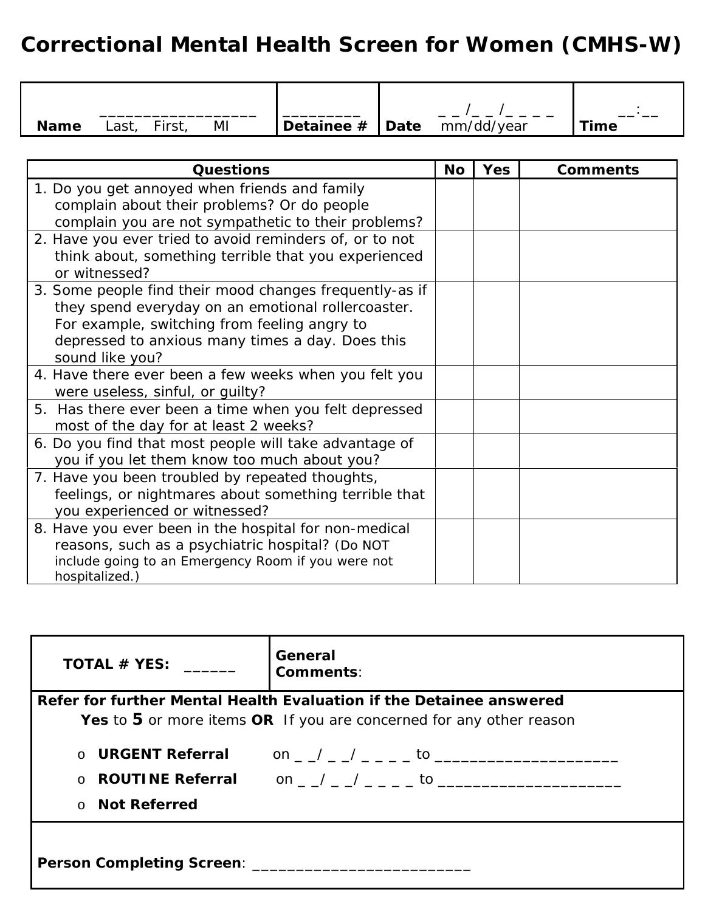# Correctional Mental Health Screen for Women (CMHS-W)

| Name ___________________ Last, First, MI | _________ Detainee # | Date _ _ /_ _ /_ _ _ _ mm/dd/year | Time __:__ |
|---|---|---|---|

| Questions | No | Yes | Comments |
|---|---|---|---|
| 1. Do you get annoyed when friends and family complain about their problems? Or do people complain you are not sympathetic to their problems? | | | |
| 2. Have you ever tried to avoid reminders of, or to not think about, something terrible that you experienced or witnessed? | | | |
| 3. Some people find their mood changes frequently-as if they spend everyday on an emotional rollercoaster. For example, switching from feeling angry to depressed to anxious many times a day. Does this sound like you? | | | |
| 4. Have there ever been a few weeks when you felt you were useless, sinful, or guilty? | | | |
| 5. Has there ever been a time when you felt depressed most of the day for at least 2 weeks? | | | |
| 6. Do you find that most people will take advantage of you if you let them know too much about you? | | | |
| 7. Have you been troubled by repeated thoughts, feelings, or nightmares about something terrible that you experienced or witnessed? | | | |
| 8. Have you ever been in the hospital for non-medical reasons, such as a psychiatric hospital? (Do NOT include going to an Emergency Room if you were not hospitalized.) | | | |

**TOTAL # YES:** ______

**General Comments**:

**Refer for further Mental Health Evaluation if the Detainee answered Yes** to **5** or more items **OR** If you are concerned for any other reason

- **URGENT Referral** on _ _/ _ _/ _ _ _ _ to ______________________
- **ROUTINE Referral** on _ _/ _ _/ _ _ _ _ to ______________________
- **Not Referred**

**Person Completing Screen**: ___________________________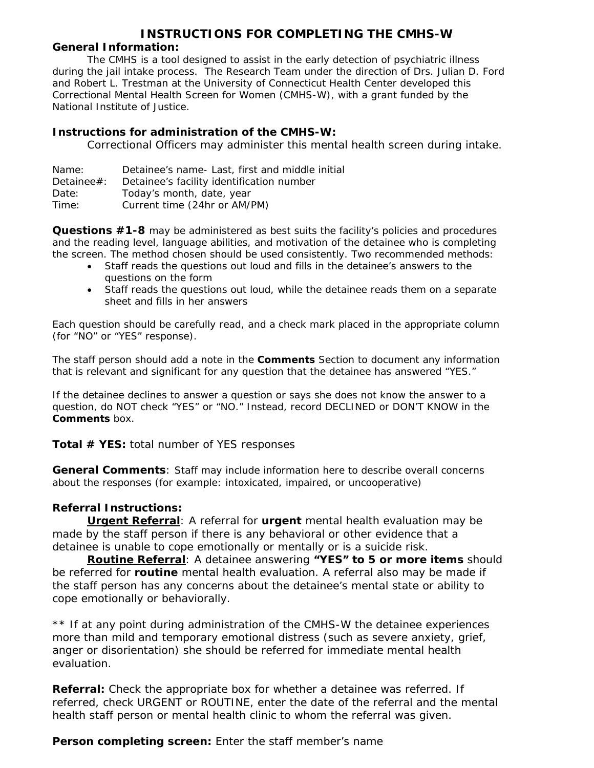# INSTRUCTIONS FOR COMPLETING THE CMHS-W

**General Information:**

The CMHS is a tool designed to assist in the early detection of psychiatric illness during the jail intake process. The Research Team under the direction of Drs. Julian D. Ford and Robert L. Trestman at the University of Connecticut Health Center developed this Correctional Mental Health Screen for Women (CMHS-W), with a grant funded by the National Institute of Justice.

**Instructions for administration of the CMHS-W:**

Correctional Officers may administer this mental health screen during intake.

| | |
|---|---|
| Name: | Detainee's name- Last, first and middle initial |
| Detainee#: | Detainee's facility identification number |
| Date: | Today's month, date, year |
| Time: | Current time (24hr or AM/PM) |

**Questions #1-8** may be administered as best suits the facility's policies and procedures and the reading level, language abilities, and motivation of the detainee who is completing the screen. The method chosen should be used consistently. Two recommended methods:

- Staff reads the questions out loud and fills in the detainee's answers to the questions on the form
- Staff reads the questions out loud, while the detainee reads them on a separate sheet and fills in her answers

Each question should be carefully read, and a check mark placed in the appropriate column (for "NO" or "YES" response).

The staff person should add a note in the **Comments** Section to document any information that is relevant and significant for any question that the detainee has answered "YES."

If the detainee declines to answer a question or says she does not know the answer to a question, do NOT check "YES" or "NO." Instead, record DECLINED or DON'T KNOW in the **Comments** box.

**Total # YES:** total number of YES responses

**General Comments**: Staff may include information here to describe overall concerns about the responses (for example: intoxicated, impaired, or uncooperative)

**Referral Instructions:**

**<u>Urgent Referral</u>**: A referral for **urgent** mental health evaluation may be made by the staff person if there is any behavioral or other evidence that a detainee is unable to cope emotionally or mentally or is a suicide risk.

**<u>Routine Referral</u>**: A detainee answering **"YES" to 5 or more items** should be referred for **routine** mental health evaluation. A referral also may be made if the staff person has any concerns about the detainee's mental state or ability to cope emotionally or behaviorally.

** If at any point during administration of the CMHS-W the detainee experiences more than mild and temporary emotional distress (such as severe anxiety, grief, anger or disorientation) she should be referred for immediate mental health evaluation.

**Referral:** Check the appropriate box for whether a detainee was referred. If referred, check URGENT or ROUTINE, enter the date of the referral and the mental health staff person or mental health clinic to whom the referral was given.

**Person completing screen:** Enter the staff member's name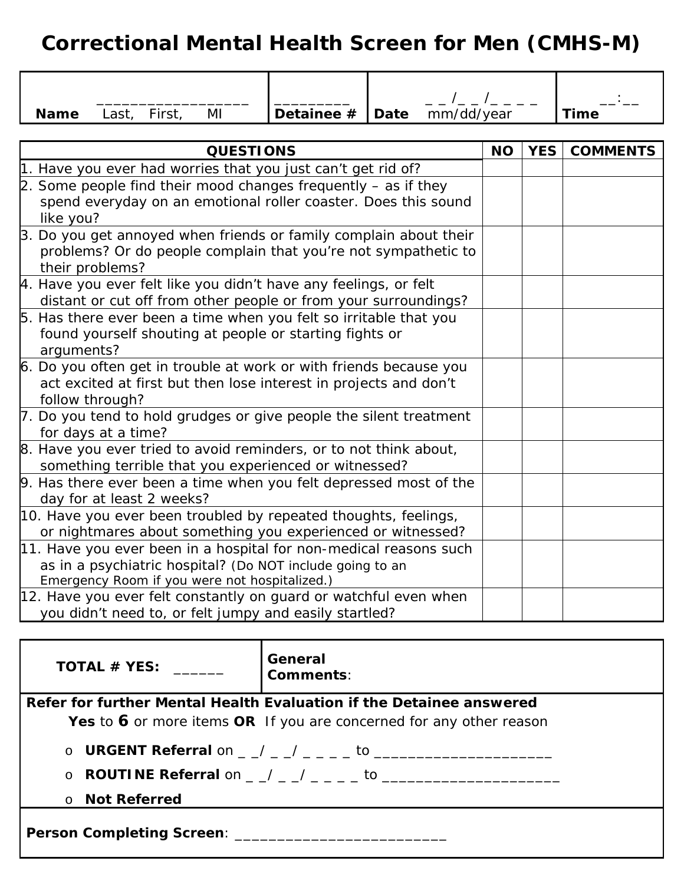# Correctional Mental Health Screen for Men (CMHS-M)

| **Name** ___________________ Last, First, MI | ___________ **Detainee #** | **Date** _ _ /_ _ /_ _ _ _ mm/dd/year | __:__ **Time** |
|---|---|---|---|

| QUESTIONS | NO | YES | COMMENTS |
|---|---|---|---|
| 1. Have you ever had worries that you just can't get rid of? | | | |
| 2. Some people find their mood changes frequently – as if they spend everyday on an emotional roller coaster. Does this sound like you? | | | |
| 3. Do you get annoyed when friends or family complain about their problems? Or do people complain that you're not sympathetic to their problems? | | | |
| 4. Have you ever felt like you didn't have any feelings, or felt distant or cut off from other people or from your surroundings? | | | |
| 5. Has there ever been a time when you felt so irritable that you found yourself shouting at people or starting fights or arguments? | | | |
| 6. Do you often get in trouble at work or with friends because you act excited at first but then lose interest in projects and don't follow through? | | | |
| 7. Do you tend to hold grudges or give people the silent treatment for days at a time? | | | |
| 8. Have you ever tried to avoid reminders, or to not think about, something terrible that you experienced or witnessed? | | | |
| 9. Has there ever been a time when you felt depressed most of the day for at least 2 weeks? | | | |
| 10. Have you ever been troubled by repeated thoughts, feelings, or nightmares about something you experienced or witnessed? | | | |
| 11. Have you ever been in a hospital for non-medical reasons such as in a psychiatric hospital? (Do NOT include going to an Emergency Room if you were not hospitalized.) | | | |
| 12. Have you ever felt constantly on guard or watchful even when you didn't need to, or felt jumpy and easily startled? | | | |

| **TOTAL # YES:** ______ | **General Comments**: |
|---|---|

**Refer for further Mental Health Evaluation if the Detainee answered Yes to 6 or more items OR** If you are concerned for any other reason

- **URGENT Referral** on _ _/ _ _/ _ _ _ _ to _____________________
- **ROUTINE Referral** on _ _/ _ _/ _ _ _ _ to _____________________
- **Not Referred**

**Person Completing Screen**: _________________________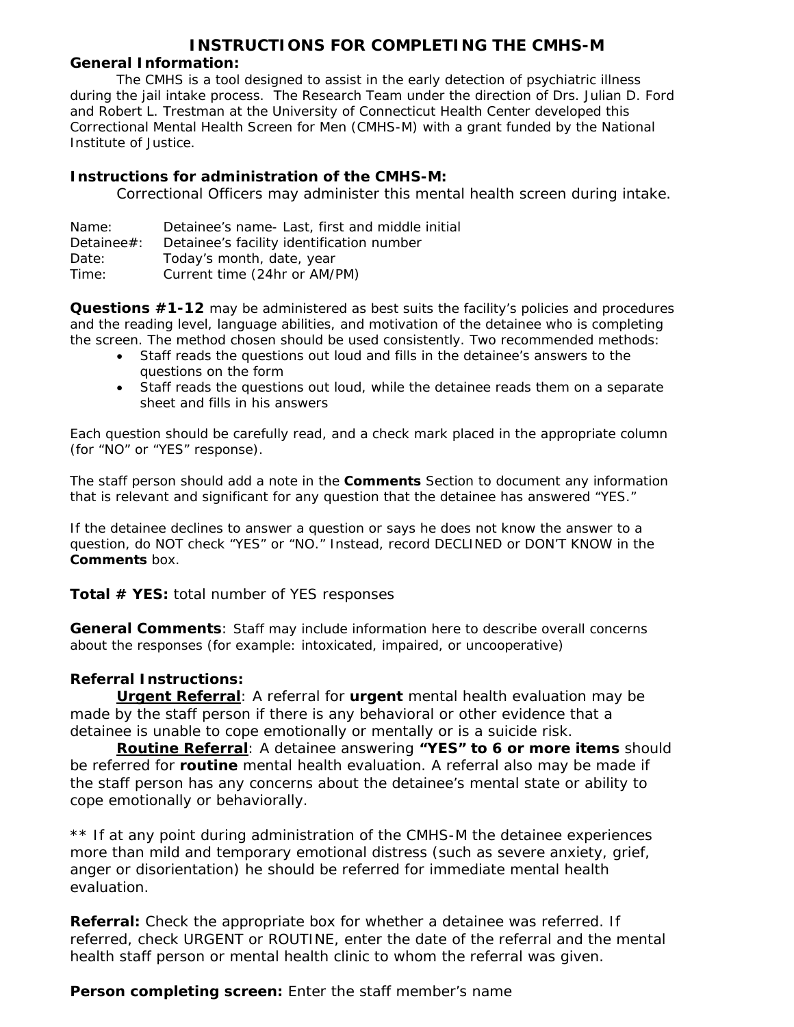# INSTRUCTIONS FOR COMPLETING THE CMHS-M

**General Information:**

The CMHS is a tool designed to assist in the early detection of psychiatric illness during the jail intake process. The Research Team under the direction of Drs. Julian D. Ford and Robert L. Trestman at the University of Connecticut Health Center developed this Correctional Mental Health Screen for Men (CMHS-M) with a grant funded by the National Institute of Justice.

**Instructions for administration of the CMHS-M:**

Correctional Officers may administer this mental health screen during intake.

| | |
|---|---|
| Name: | Detainee's name- Last, first and middle initial |
| Detainee#: | Detainee's facility identification number |
| Date: | Today's month, date, year |
| Time: | Current time (24hr or AM/PM) |

**Questions #1-12** may be administered as best suits the facility's policies and procedures and the reading level, language abilities, and motivation of the detainee who is completing the screen. The method chosen should be used consistently. Two recommended methods:

- Staff reads the questions out loud and fills in the detainee's answers to the questions on the form
- Staff reads the questions out loud, while the detainee reads them on a separate sheet and fills in his answers

Each question should be carefully read, and a check mark placed in the appropriate column (for "NO" or "YES" response).

The staff person should add a note in the **Comments** Section to document any information that is relevant and significant for any question that the detainee has answered "YES."

If the detainee declines to answer a question or says he does not know the answer to a question, do NOT check "YES" or "NO." Instead, record DECLINED or DON'T KNOW in the **Comments** box.

**Total # YES:** total number of YES responses

**General Comments**: Staff may include information here to describe overall concerns about the responses (for example: intoxicated, impaired, or uncooperative)

**Referral Instructions:**

**Urgent Referral**: A referral for **urgent** mental health evaluation may be made by the staff person if there is any behavioral or other evidence that a detainee is unable to cope emotionally or mentally or is a suicide risk.

**Routine Referral**: A detainee answering **"YES" to 6 or more items** should be referred for **routine** mental health evaluation. A referral also may be made if the staff person has any concerns about the detainee's mental state or ability to cope emotionally or behaviorally.

** If at any point during administration of the CMHS-M the detainee experiences more than mild and temporary emotional distress (such as severe anxiety, grief, anger or disorientation) he should be referred for immediate mental health evaluation.

**Referral:** Check the appropriate box for whether a detainee was referred. If referred, check URGENT or ROUTINE, enter the date of the referral and the mental health staff person or mental health clinic to whom the referral was given.

**Person completing screen:** Enter the staff member's name